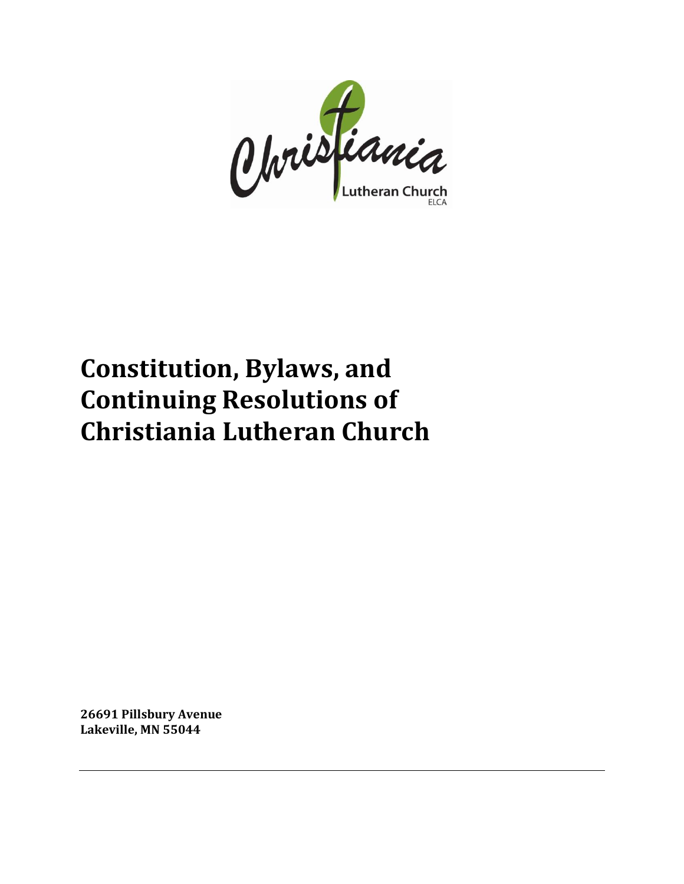# Constitution, Bylaws, and Continuing Resolutions of Christiania Lutheran Church

**26691 Pillsbury Avenue**
**Lakeville, MN 55044**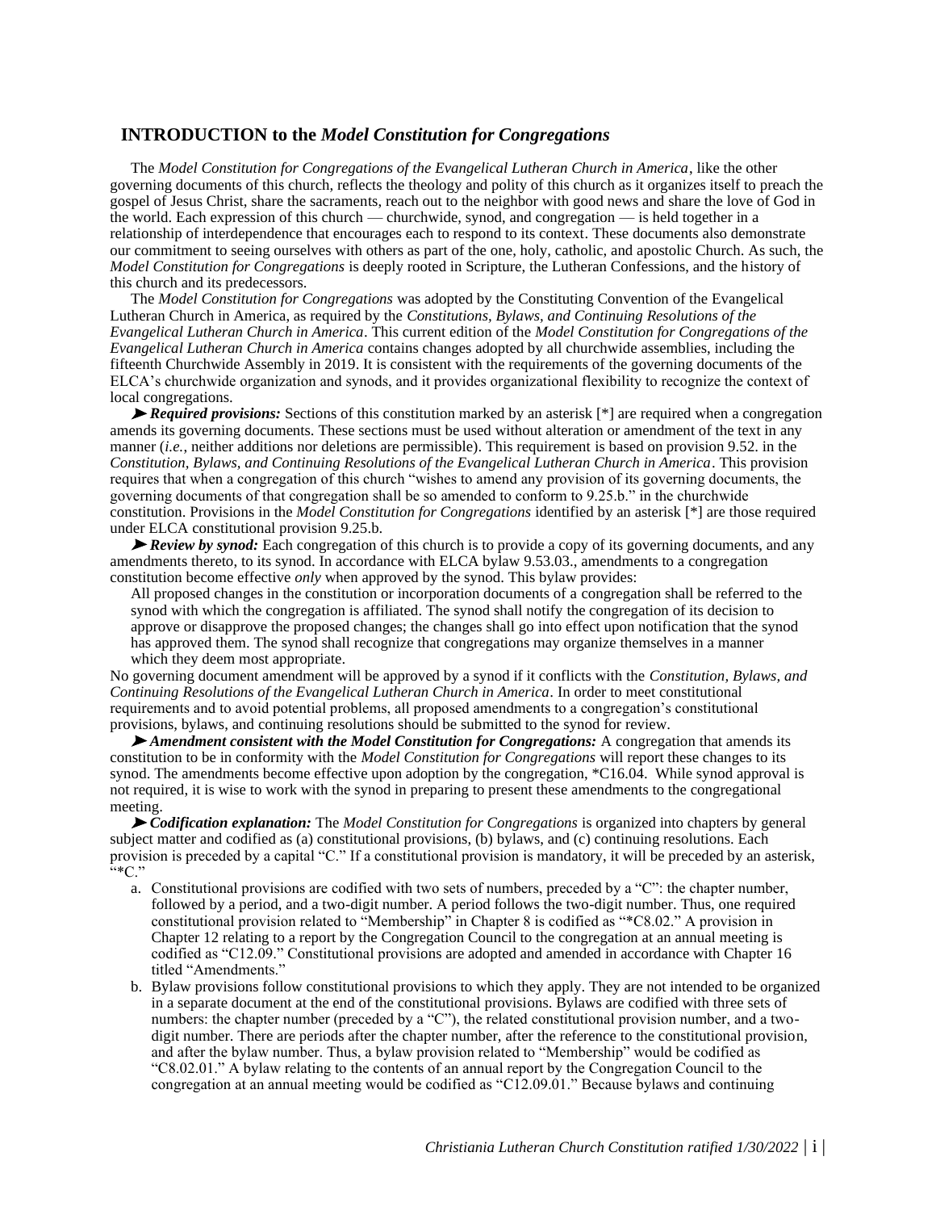## INTRODUCTION to the *Model Constitution for Congregations*

The *Model Constitution for Congregations of the Evangelical Lutheran Church in America*, like the other governing documents of this church, reflects the theology and polity of this church as it organizes itself to preach the gospel of Jesus Christ, share the sacraments, reach out to the neighbor with good news and share the love of God in the world. Each expression of this church — churchwide, synod, and congregation — is held together in a relationship of interdependence that encourages each to respond to its context. These documents also demonstrate our commitment to seeing ourselves with others as part of the one, holy, catholic, and apostolic Church. As such, the *Model Constitution for Congregations* is deeply rooted in Scripture, the Lutheran Confessions, and the history of this church and its predecessors.

The *Model Constitution for Congregations* was adopted by the Constituting Convention of the Evangelical Lutheran Church in America, as required by the *Constitutions, Bylaws, and Continuing Resolutions of the Evangelical Lutheran Church in America*. This current edition of the *Model Constitution for Congregations of the Evangelical Lutheran Church in America* contains changes adopted by all churchwide assemblies, including the fifteenth Churchwide Assembly in 2019. It is consistent with the requirements of the governing documents of the ELCA's churchwide organization and synods, and it provides organizational flexibility to recognize the context of local congregations.

➤ ***Required provisions:*** Sections of this constitution marked by an asterisk [*] are required when a congregation amends its governing documents. These sections must be used without alteration or amendment of the text in any manner (*i.e.*, neither additions nor deletions are permissible). This requirement is based on provision 9.52. in the *Constitution, Bylaws, and Continuing Resolutions of the Evangelical Lutheran Church in America*. This provision requires that when a congregation of this church "wishes to amend any provision of its governing documents, the governing documents of that congregation shall be so amended to conform to 9.25.b." in the churchwide constitution. Provisions in the *Model Constitution for Congregations* identified by an asterisk [*] are those required under ELCA constitutional provision 9.25.b.

➤ ***Review by synod:*** Each congregation of this church is to provide a copy of its governing documents, and any amendments thereto, to its synod. In accordance with ELCA bylaw 9.53.03., amendments to a congregation constitution become effective *only* when approved by the synod. This bylaw provides:

> All proposed changes in the constitution or incorporation documents of a congregation shall be referred to the synod with which the congregation is affiliated. The synod shall notify the congregation of its decision to approve or disapprove the proposed changes; the changes shall go into effect upon notification that the synod has approved them. The synod shall recognize that congregations may organize themselves in a manner which they deem most appropriate.

No governing document amendment will be approved by a synod if it conflicts with the *Constitution, Bylaws, and Continuing Resolutions of the Evangelical Lutheran Church in America*. In order to meet constitutional requirements and to avoid potential problems, all proposed amendments to a congregation's constitutional provisions, bylaws, and continuing resolutions should be submitted to the synod for review.

➤ ***Amendment consistent with the Model Constitution for Congregations:*** A congregation that amends its constitution to be in conformity with the *Model Constitution for Congregations* will report these changes to its synod. The amendments become effective upon adoption by the congregation, *C16.04. While synod approval is not required, it is wise to work with the synod in preparing to present these amendments to the congregational meeting.

➤ ***Codification explanation:*** The *Model Constitution for Congregations* is organized into chapters by general subject matter and codified as (a) constitutional provisions, (b) bylaws, and (c) continuing resolutions. Each provision is preceded by a capital "C." If a constitutional provision is mandatory, it will be preceded by an asterisk, "*C."

a. Constitutional provisions are codified with two sets of numbers, preceded by a "C": the chapter number, followed by a period, and a two-digit number. A period follows the two-digit number. Thus, one required constitutional provision related to "Membership" in Chapter 8 is codified as "*C8.02." A provision in Chapter 12 relating to a report by the Congregation Council to the congregation at an annual meeting is codified as "C12.09." Constitutional provisions are adopted and amended in accordance with Chapter 16 titled "Amendments."

b. Bylaw provisions follow constitutional provisions to which they apply. They are not intended to be organized in a separate document at the end of the constitutional provisions. Bylaws are codified with three sets of numbers: the chapter number (preceded by a "C"), the related constitutional provision number, and a two-digit number. There are periods after the chapter number, after the reference to the constitutional provision, and after the bylaw number. Thus, a bylaw provision related to "Membership" would be codified as "C8.02.01." A bylaw relating to the contents of an annual report by the Congregation Council to the congregation at an annual meeting would be codified as "C12.09.01." Because bylaws and continuing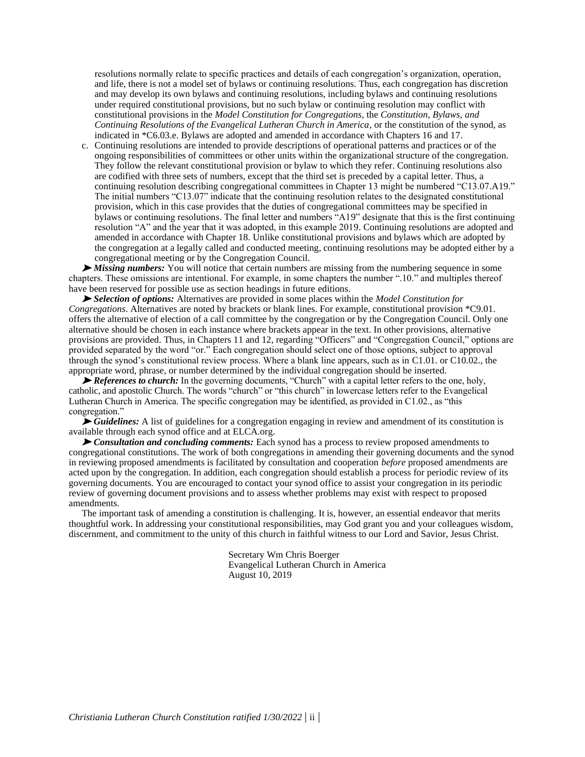resolutions normally relate to specific practices and details of each congregation's organization, operation, and life, there is not a model set of bylaws or continuing resolutions. Thus, each congregation has discretion and may develop its own bylaws and continuing resolutions, including bylaws and continuing resolutions under required constitutional provisions, but no such bylaw or continuing resolution may conflict with constitutional provisions in the *Model Constitution for Congregations*, the *Constitution, Bylaws, and Continuing Resolutions of the Evangelical Lutheran Church in America*, or the constitution of the synod, as indicated in *C6.03.e. Bylaws are adopted and amended in accordance with Chapters 16 and 17.

c. Continuing resolutions are intended to provide descriptions of operational patterns and practices or of the ongoing responsibilities of committees or other units within the organizational structure of the congregation. They follow the relevant constitutional provision or bylaw to which they refer. Continuing resolutions also are codified with three sets of numbers, except that the third set is preceded by a capital letter. Thus, a continuing resolution describing congregational committees in Chapter 13 might be numbered "C13.07.A19." The initial numbers "C13.07" indicate that the continuing resolution relates to the designated constitutional provision, which in this case provides that the duties of congregational committees may be specified in bylaws or continuing resolutions. The final letter and numbers "A19" designate that this is the first continuing resolution "A" and the year that it was adopted, in this example 2019. Continuing resolutions are adopted and amended in accordance with Chapter 18. Unlike constitutional provisions and bylaws which are adopted by the congregation at a legally called and conducted meeting, continuing resolutions may be adopted either by a congregational meeting or by the Congregation Council.

➤ ***Missing numbers:*** You will notice that certain numbers are missing from the numbering sequence in some chapters. These omissions are intentional. For example, in some chapters the number ".10." and multiples thereof have been reserved for possible use as section headings in future editions.

➤ ***Selection of options:*** Alternatives are provided in some places within the *Model Constitution for Congregations*. Alternatives are noted by brackets or blank lines. For example, constitutional provision *C9.01. offers the alternative of election of a call committee by the congregation or by the Congregation Council. Only one alternative should be chosen in each instance where brackets appear in the text. In other provisions, alternative provisions are provided. Thus, in Chapters 11 and 12, regarding "Officers" and "Congregation Council," options are provided separated by the word "or." Each congregation should select one of those options, subject to approval through the synod's constitutional review process. Where a blank line appears, such as in C1.01. or C10.02., the appropriate word, phrase, or number determined by the individual congregation should be inserted.

➤ ***References to church:*** In the governing documents, "Church" with a capital letter refers to the one, holy, catholic, and apostolic Church. The words "church" or "this church" in lowercase letters refer to the Evangelical Lutheran Church in America. The specific congregation may be identified, as provided in C1.02., as "this congregation."

➤ ***Guidelines:*** A list of guidelines for a congregation engaging in review and amendment of its constitution is available through each synod office and at ELCA.org.

➤ ***Consultation and concluding comments:*** Each synod has a process to review proposed amendments to congregational constitutions. The work of both congregations in amending their governing documents and the synod in reviewing proposed amendments is facilitated by consultation and cooperation *before* proposed amendments are acted upon by the congregation. In addition, each congregation should establish a process for periodic review of its governing documents. You are encouraged to contact your synod office to assist your congregation in its periodic review of governing document provisions and to assess whether problems may exist with respect to proposed amendments.

The important task of amending a constitution is challenging. It is, however, an essential endeavor that merits thoughtful work. In addressing your constitutional responsibilities, may God grant you and your colleagues wisdom, discernment, and commitment to the unity of this church in faithful witness to our Lord and Savior, Jesus Christ.

Secretary Wm Chris Boerger
Evangelical Lutheran Church in America
August 10, 2019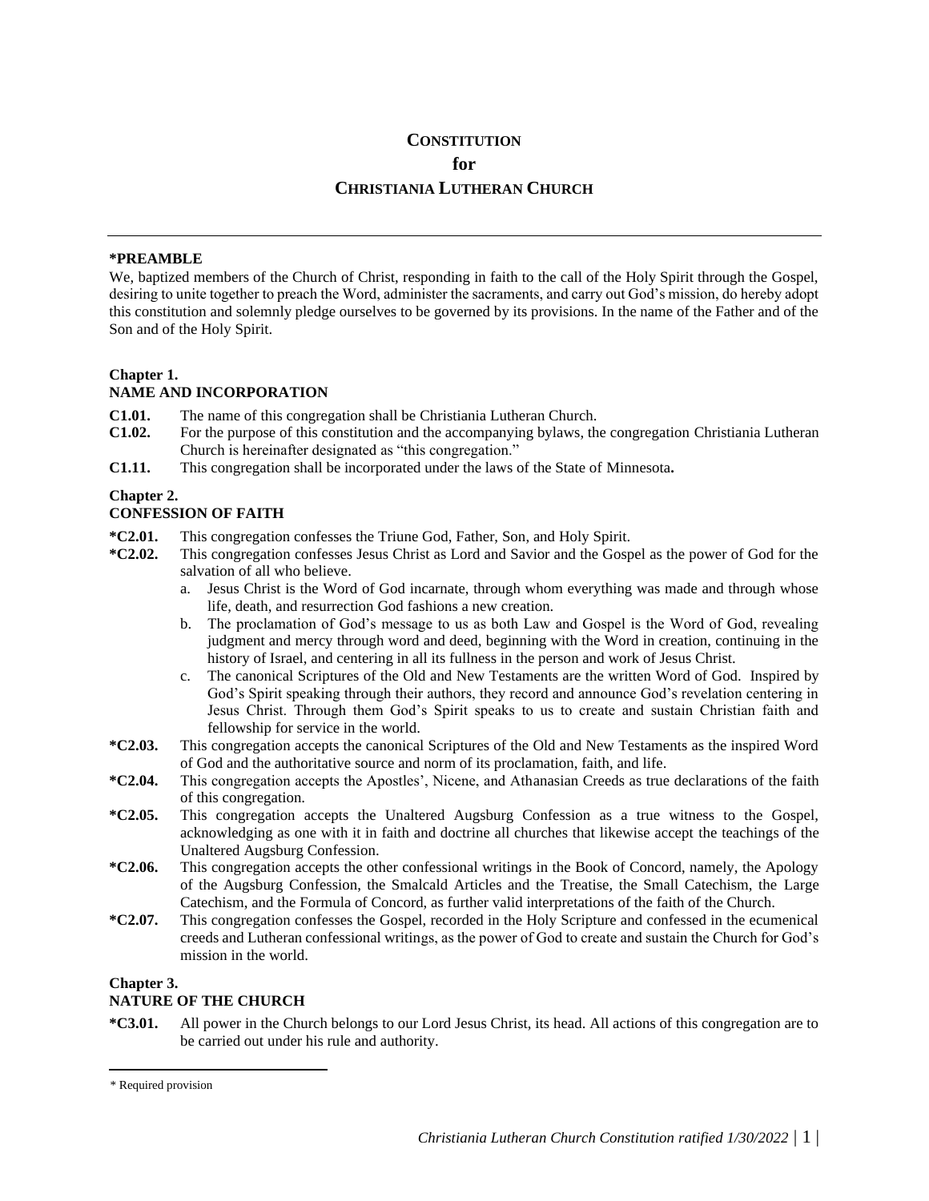# **CONSTITUTION**
# **for**
# **CHRISTIANIA LUTHERAN CHURCH**

---

**\*PREAMBLE**

We, baptized members of the Church of Christ, responding in faith to the call of the Holy Spirit through the Gospel, desiring to unite together to preach the Word, administer the sacraments, and carry out God's mission, do hereby adopt this constitution and solemnly pledge ourselves to be governed by its provisions. In the name of the Father and of the Son and of the Holy Spirit.

**Chapter 1.**
**NAME AND INCORPORATION**

**C1.01.** The name of this congregation shall be Christiania Lutheran Church.

**C1.02.** For the purpose of this constitution and the accompanying bylaws, the congregation Christiania Lutheran Church is hereinafter designated as "this congregation."

**C1.11.** This congregation shall be incorporated under the laws of the State of Minnesota**.**

**Chapter 2.**
**CONFESSION OF FAITH**

**\*C2.01.** This congregation confesses the Triune God, Father, Son, and Holy Spirit.

**\*C2.02.** This congregation confesses Jesus Christ as Lord and Savior and the Gospel as the power of God for the salvation of all who believe.

a. Jesus Christ is the Word of God incarnate, through whom everything was made and through whose life, death, and resurrection God fashions a new creation.

b. The proclamation of God's message to us as both Law and Gospel is the Word of God, revealing judgment and mercy through word and deed, beginning with the Word in creation, continuing in the history of Israel, and centering in all its fullness in the person and work of Jesus Christ.

c. The canonical Scriptures of the Old and New Testaments are the written Word of God. Inspired by God's Spirit speaking through their authors, they record and announce God's revelation centering in Jesus Christ. Through them God's Spirit speaks to us to create and sustain Christian faith and fellowship for service in the world.

**\*C2.03.** This congregation accepts the canonical Scriptures of the Old and New Testaments as the inspired Word of God and the authoritative source and norm of its proclamation, faith, and life.

**\*C2.04.** This congregation accepts the Apostles', Nicene, and Athanasian Creeds as true declarations of the faith of this congregation.

**\*C2.05.** This congregation accepts the Unaltered Augsburg Confession as a true witness to the Gospel, acknowledging as one with it in faith and doctrine all churches that likewise accept the teachings of the Unaltered Augsburg Confession.

**\*C2.06.** This congregation accepts the other confessional writings in the Book of Concord, namely, the Apology of the Augsburg Confession, the Smalcald Articles and the Treatise, the Small Catechism, the Large Catechism, and the Formula of Concord, as further valid interpretations of the faith of the Church.

**\*C2.07.** This congregation confesses the Gospel, recorded in the Holy Scripture and confessed in the ecumenical creeds and Lutheran confessional writings, as the power of God to create and sustain the Church for God's mission in the world.

**Chapter 3.**
**NATURE OF THE CHURCH**

**\*C3.01.** All power in the Church belongs to our Lord Jesus Christ, its head. All actions of this congregation are to be carried out under his rule and authority.

---

\* Required provision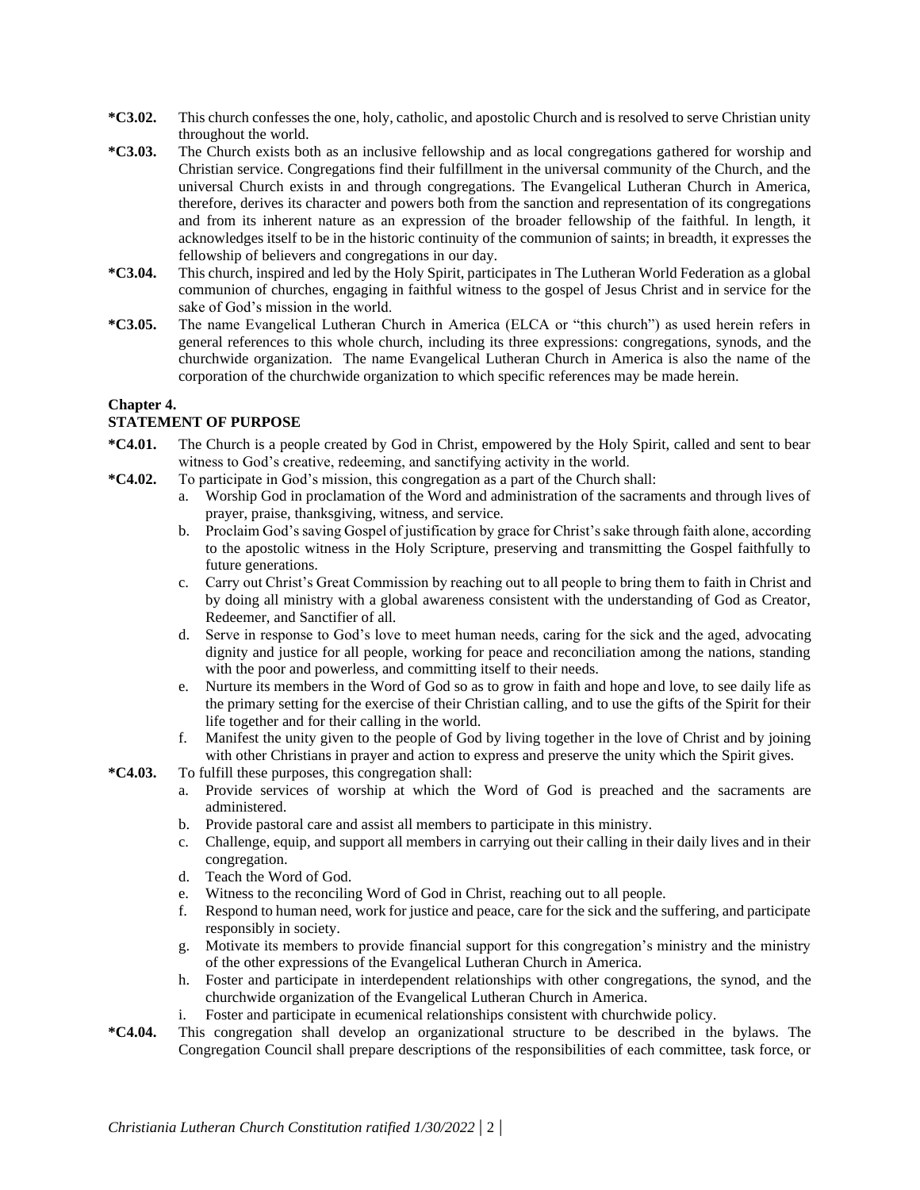**\*C3.02.** This church confesses the one, holy, catholic, and apostolic Church and is resolved to serve Christian unity throughout the world.

**\*C3.03.** The Church exists both as an inclusive fellowship and as local congregations gathered for worship and Christian service. Congregations find their fulfillment in the universal community of the Church, and the universal Church exists in and through congregations. The Evangelical Lutheran Church in America, therefore, derives its character and powers both from the sanction and representation of its congregations and from its inherent nature as an expression of the broader fellowship of the faithful. In length, it acknowledges itself to be in the historic continuity of the communion of saints; in breadth, it expresses the fellowship of believers and congregations in our day.

**\*C3.04.** This church, inspired and led by the Holy Spirit, participates in The Lutheran World Federation as a global communion of churches, engaging in faithful witness to the gospel of Jesus Christ and in service for the sake of God's mission in the world.

**\*C3.05.** The name Evangelical Lutheran Church in America (ELCA or "this church") as used herein refers in general references to this whole church, including its three expressions: congregations, synods, and the churchwide organization. The name Evangelical Lutheran Church in America is also the name of the corporation of the churchwide organization to which specific references may be made herein.

**Chapter 4.**
**STATEMENT OF PURPOSE**

**\*C4.01.** The Church is a people created by God in Christ, empowered by the Holy Spirit, called and sent to bear witness to God's creative, redeeming, and sanctifying activity in the world.

**\*C4.02.** To participate in God's mission, this congregation as a part of the Church shall:

a. Worship God in proclamation of the Word and administration of the sacraments and through lives of prayer, praise, thanksgiving, witness, and service.
b. Proclaim God's saving Gospel of justification by grace for Christ's sake through faith alone, according to the apostolic witness in the Holy Scripture, preserving and transmitting the Gospel faithfully to future generations.
c. Carry out Christ's Great Commission by reaching out to all people to bring them to faith in Christ and by doing all ministry with a global awareness consistent with the understanding of God as Creator, Redeemer, and Sanctifier of all.
d. Serve in response to God's love to meet human needs, caring for the sick and the aged, advocating dignity and justice for all people, working for peace and reconciliation among the nations, standing with the poor and powerless, and committing itself to their needs.
e. Nurture its members in the Word of God so as to grow in faith and hope and love, to see daily life as the primary setting for the exercise of their Christian calling, and to use the gifts of the Spirit for their life together and for their calling in the world.
f. Manifest the unity given to the people of God by living together in the love of Christ and by joining with other Christians in prayer and action to express and preserve the unity which the Spirit gives.

**\*C4.03.** To fulfill these purposes, this congregation shall:

a. Provide services of worship at which the Word of God is preached and the sacraments are administered.
b. Provide pastoral care and assist all members to participate in this ministry.
c. Challenge, equip, and support all members in carrying out their calling in their daily lives and in their congregation.
d. Teach the Word of God.
e. Witness to the reconciling Word of God in Christ, reaching out to all people.
f. Respond to human need, work for justice and peace, care for the sick and the suffering, and participate responsibly in society.
g. Motivate its members to provide financial support for this congregation's ministry and the ministry of the other expressions of the Evangelical Lutheran Church in America.
h. Foster and participate in interdependent relationships with other congregations, the synod, and the churchwide organization of the Evangelical Lutheran Church in America.
i. Foster and participate in ecumenical relationships consistent with churchwide policy.

**\*C4.04.** This congregation shall develop an organizational structure to be described in the bylaws. The Congregation Council shall prepare descriptions of the responsibilities of each committee, task force, or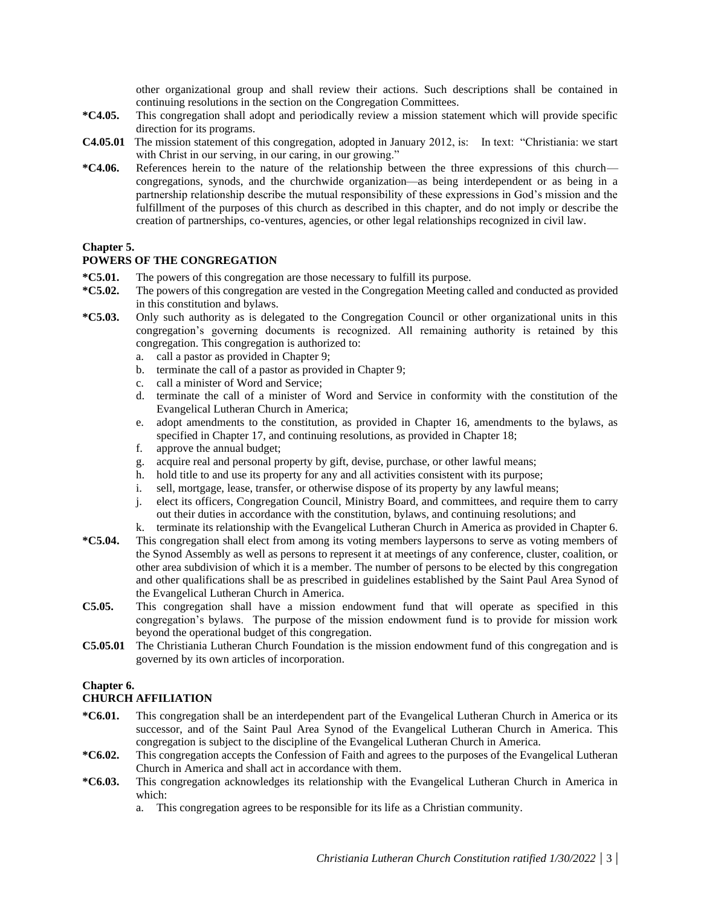other organizational group and shall review their actions. Such descriptions shall be contained in continuing resolutions in the section on the Congregation Committees.

**\*C4.05.** This congregation shall adopt and periodically review a mission statement which will provide specific direction for its programs.

**C4.05.01** The mission statement of this congregation, adopted in January 2012, is: In text: "Christiania: we start with Christ in our serving, in our caring, in our growing."

**\*C4.06.** References herein to the nature of the relationship between the three expressions of this church—congregations, synods, and the churchwide organization—as being interdependent or as being in a partnership relationship describe the mutual responsibility of these expressions in God's mission and the fulfillment of the purposes of this church as described in this chapter, and do not imply or describe the creation of partnerships, co-ventures, agencies, or other legal relationships recognized in civil law.

## Chapter 5.
## POWERS OF THE CONGREGATION

**\*C5.01.** The powers of this congregation are those necessary to fulfill its purpose.

**\*C5.02.** The powers of this congregation are vested in the Congregation Meeting called and conducted as provided in this constitution and bylaws.

**\*C5.03.** Only such authority as is delegated to the Congregation Council or other organizational units in this congregation's governing documents is recognized. All remaining authority is retained by this congregation. This congregation is authorized to:

a. call a pastor as provided in Chapter 9;
b. terminate the call of a pastor as provided in Chapter 9;
c. call a minister of Word and Service;
d. terminate the call of a minister of Word and Service in conformity with the constitution of the Evangelical Lutheran Church in America;
e. adopt amendments to the constitution, as provided in Chapter 16, amendments to the bylaws, as specified in Chapter 17, and continuing resolutions, as provided in Chapter 18;
f. approve the annual budget;
g. acquire real and personal property by gift, devise, purchase, or other lawful means;
h. hold title to and use its property for any and all activities consistent with its purpose;
i. sell, mortgage, lease, transfer, or otherwise dispose of its property by any lawful means;
j. elect its officers, Congregation Council, Ministry Board, and committees, and require them to carry out their duties in accordance with the constitution, bylaws, and continuing resolutions; and
k. terminate its relationship with the Evangelical Lutheran Church in America as provided in Chapter 6.

**\*C5.04.** This congregation shall elect from among its voting members laypersons to serve as voting members of the Synod Assembly as well as persons to represent it at meetings of any conference, cluster, coalition, or other area subdivision of which it is a member. The number of persons to be elected by this congregation and other qualifications shall be as prescribed in guidelines established by the Saint Paul Area Synod of the Evangelical Lutheran Church in America.

**C5.05.** This congregation shall have a mission endowment fund that will operate as specified in this congregation's bylaws. The purpose of the mission endowment fund is to provide for mission work beyond the operational budget of this congregation.

**C5.05.01** The Christiania Lutheran Church Foundation is the mission endowment fund of this congregation and is governed by its own articles of incorporation.

## Chapter 6.
## CHURCH AFFILIATION

**\*C6.01.** This congregation shall be an interdependent part of the Evangelical Lutheran Church in America or its successor, and of the Saint Paul Area Synod of the Evangelical Lutheran Church in America. This congregation is subject to the discipline of the Evangelical Lutheran Church in America.

**\*C6.02.** This congregation accepts the Confession of Faith and agrees to the purposes of the Evangelical Lutheran Church in America and shall act in accordance with them.

**\*C6.03.** This congregation acknowledges its relationship with the Evangelical Lutheran Church in America in which:

a. This congregation agrees to be responsible for its life as a Christian community.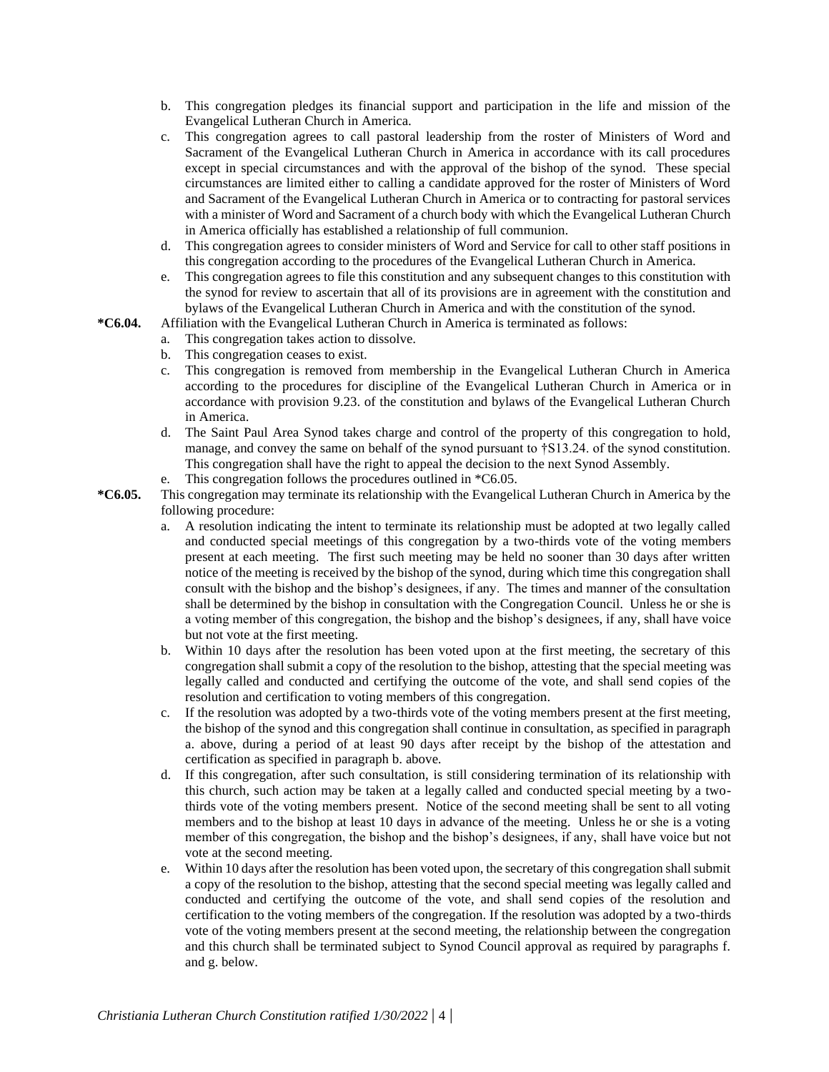b. This congregation pledges its financial support and participation in the life and mission of the Evangelical Lutheran Church in America.
c. This congregation agrees to call pastoral leadership from the roster of Ministers of Word and Sacrament of the Evangelical Lutheran Church in America in accordance with its call procedures except in special circumstances and with the approval of the bishop of the synod. These special circumstances are limited either to calling a candidate approved for the roster of Ministers of Word and Sacrament of the Evangelical Lutheran Church in America or to contracting for pastoral services with a minister of Word and Sacrament of a church body with which the Evangelical Lutheran Church in America officially has established a relationship of full communion.
d. This congregation agrees to consider ministers of Word and Service for call to other staff positions in this congregation according to the procedures of the Evangelical Lutheran Church in America.
e. This congregation agrees to file this constitution and any subsequent changes to this constitution with the synod for review to ascertain that all of its provisions are in agreement with the constitution and bylaws of the Evangelical Lutheran Church in America and with the constitution of the synod.

**\*C6.04.** Affiliation with the Evangelical Lutheran Church in America is terminated as follows:

a. This congregation takes action to dissolve.
b. This congregation ceases to exist.
c. This congregation is removed from membership in the Evangelical Lutheran Church in America according to the procedures for discipline of the Evangelical Lutheran Church in America or in accordance with provision 9.23. of the constitution and bylaws of the Evangelical Lutheran Church in America.
d. The Saint Paul Area Synod takes charge and control of the property of this congregation to hold, manage, and convey the same on behalf of the synod pursuant to †S13.24. of the synod constitution. This congregation shall have the right to appeal the decision to the next Synod Assembly.
e. This congregation follows the procedures outlined in *C6.05.

**\*C6.05.** This congregation may terminate its relationship with the Evangelical Lutheran Church in America by the following procedure:

a. A resolution indicating the intent to terminate its relationship must be adopted at two legally called and conducted special meetings of this congregation by a two-thirds vote of the voting members present at each meeting. The first such meeting may be held no sooner than 30 days after written notice of the meeting is received by the bishop of the synod, during which time this congregation shall consult with the bishop and the bishop's designees, if any. The times and manner of the consultation shall be determined by the bishop in consultation with the Congregation Council. Unless he or she is a voting member of this congregation, the bishop and the bishop's designees, if any, shall have voice but not vote at the first meeting.
b. Within 10 days after the resolution has been voted upon at the first meeting, the secretary of this congregation shall submit a copy of the resolution to the bishop, attesting that the special meeting was legally called and conducted and certifying the outcome of the vote, and shall send copies of the resolution and certification to voting members of this congregation.
c. If the resolution was adopted by a two-thirds vote of the voting members present at the first meeting, the bishop of the synod and this congregation shall continue in consultation, as specified in paragraph a. above, during a period of at least 90 days after receipt by the bishop of the attestation and certification as specified in paragraph b. above.
d. If this congregation, after such consultation, is still considering termination of its relationship with this church, such action may be taken at a legally called and conducted special meeting by a two-thirds vote of the voting members present. Notice of the second meeting shall be sent to all voting members and to the bishop at least 10 days in advance of the meeting. Unless he or she is a voting member of this congregation, the bishop and the bishop's designees, if any, shall have voice but not vote at the second meeting.
e. Within 10 days after the resolution has been voted upon, the secretary of this congregation shall submit a copy of the resolution to the bishop, attesting that the second special meeting was legally called and conducted and certifying the outcome of the vote, and shall send copies of the resolution and certification to the voting members of the congregation. If the resolution was adopted by a two-thirds vote of the voting members present at the second meeting, the relationship between the congregation and this church shall be terminated subject to Synod Council approval as required by paragraphs f. and g. below.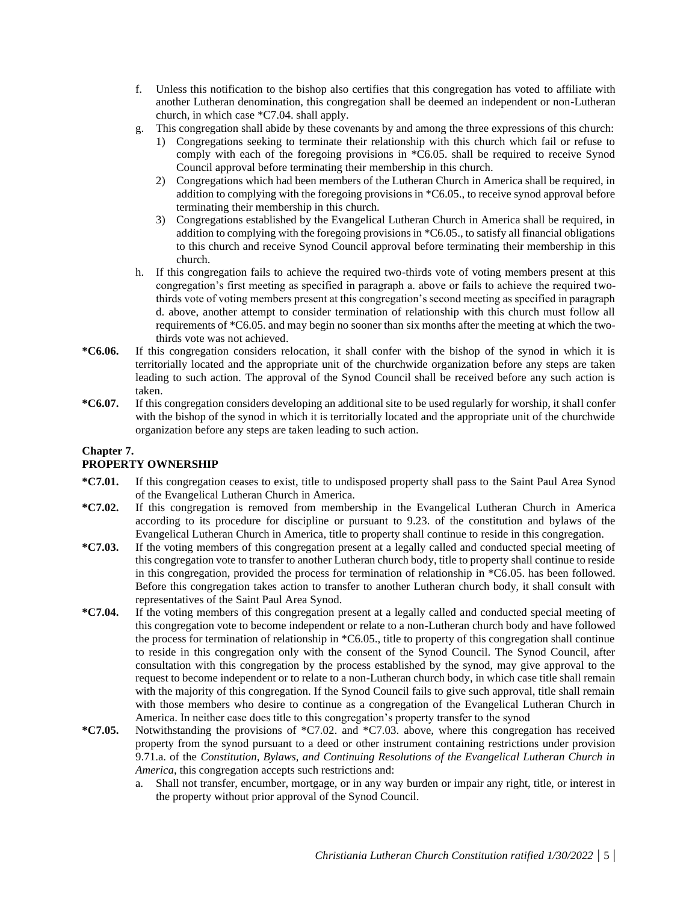f. Unless this notification to the bishop also certifies that this congregation has voted to affiliate with another Lutheran denomination, this congregation shall be deemed an independent or non-Lutheran church, in which case *C7.04. shall apply.

g. This congregation shall abide by these covenants by and among the three expressions of this church:
   1) Congregations seeking to terminate their relationship with this church which fail or refuse to comply with each of the foregoing provisions in *C6.05. shall be required to receive Synod Council approval before terminating their membership in this church.
   2) Congregations which had been members of the Lutheran Church in America shall be required, in addition to complying with the foregoing provisions in *C6.05., to receive synod approval before terminating their membership in this church.
   3) Congregations established by the Evangelical Lutheran Church in America shall be required, in addition to complying with the foregoing provisions in *C6.05., to satisfy all financial obligations to this church and receive Synod Council approval before terminating their membership in this church.

h. If this congregation fails to achieve the required two-thirds vote of voting members present at this congregation's first meeting as specified in paragraph a. above or fails to achieve the required two-thirds vote of voting members present at this congregation's second meeting as specified in paragraph d. above, another attempt to consider termination of relationship with this church must follow all requirements of *C6.05. and may begin no sooner than six months after the meeting at which the two-thirds vote was not achieved.

**\*C6.06.** If this congregation considers relocation, it shall confer with the bishop of the synod in which it is territorially located and the appropriate unit of the churchwide organization before any steps are taken leading to such action. The approval of the Synod Council shall be received before any such action is taken.

**\*C6.07.** If this congregation considers developing an additional site to be used regularly for worship, it shall confer with the bishop of the synod in which it is territorially located and the appropriate unit of the churchwide organization before any steps are taken leading to such action.

## Chapter 7.
## PROPERTY OWNERSHIP

**\*C7.01.** If this congregation ceases to exist, title to undisposed property shall pass to the Saint Paul Area Synod of the Evangelical Lutheran Church in America.

**\*C7.02.** If this congregation is removed from membership in the Evangelical Lutheran Church in America according to its procedure for discipline or pursuant to 9.23. of the constitution and bylaws of the Evangelical Lutheran Church in America, title to property shall continue to reside in this congregation.

**\*C7.03.** If the voting members of this congregation present at a legally called and conducted special meeting of this congregation vote to transfer to another Lutheran church body, title to property shall continue to reside in this congregation, provided the process for termination of relationship in *C6.05. has been followed. Before this congregation takes action to transfer to another Lutheran church body, it shall consult with representatives of the Saint Paul Area Synod.

**\*C7.04.** If the voting members of this congregation present at a legally called and conducted special meeting of this congregation vote to become independent or relate to a non-Lutheran church body and have followed the process for termination of relationship in *C6.05., title to property of this congregation shall continue to reside in this congregation only with the consent of the Synod Council. The Synod Council, after consultation with this congregation by the process established by the synod, may give approval to the request to become independent or to relate to a non-Lutheran church body, in which case title shall remain with the majority of this congregation. If the Synod Council fails to give such approval, title shall remain with those members who desire to continue as a congregation of the Evangelical Lutheran Church in America. In neither case does title to this congregation's property transfer to the synod

**\*C7.05.** Notwithstanding the provisions of *C7.02. and *C7.03. above, where this congregation has received property from the synod pursuant to a deed or other instrument containing restrictions under provision 9.71.a. of the *Constitution, Bylaws, and Continuing Resolutions of the Evangelical Lutheran Church in America*, this congregation accepts such restrictions and:

a. Shall not transfer, encumber, mortgage, or in any way burden or impair any right, title, or interest in the property without prior approval of the Synod Council.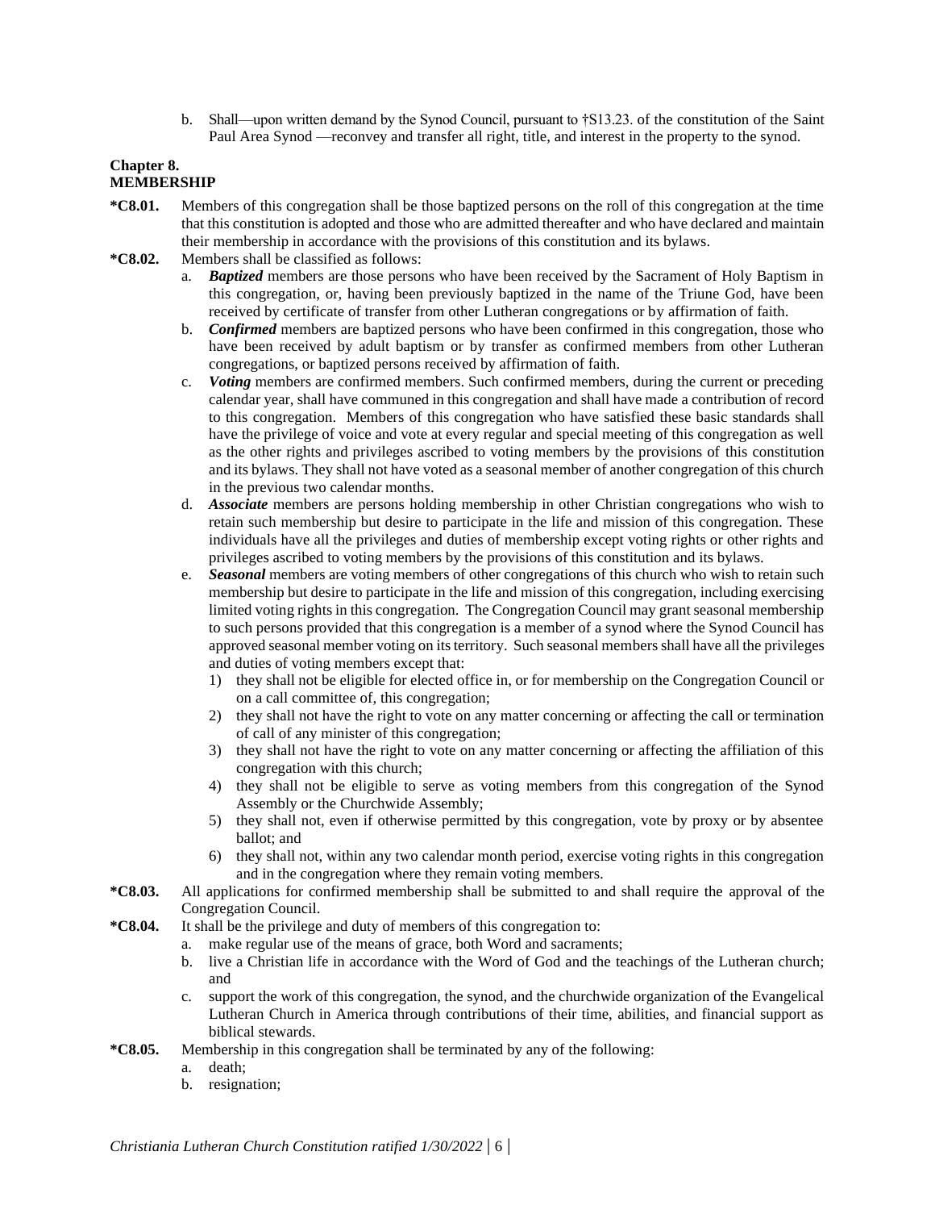b. Shall—upon written demand by the Synod Council, pursuant to †S13.23. of the constitution of the Saint Paul Area Synod —reconvey and transfer all right, title, and interest in the property to the synod.

## Chapter 8.
## MEMBERSHIP

**\*C8.01.** Members of this congregation shall be those baptized persons on the roll of this congregation at the time that this constitution is adopted and those who are admitted thereafter and who have declared and maintain their membership in accordance with the provisions of this constitution and its bylaws.

**\*C8.02.** Members shall be classified as follows:

a. ***Baptized*** members are those persons who have been received by the Sacrament of Holy Baptism in this congregation, or, having been previously baptized in the name of the Triune God, have been received by certificate of transfer from other Lutheran congregations or by affirmation of faith.

b. ***Confirmed*** members are baptized persons who have been confirmed in this congregation, those who have been received by adult baptism or by transfer as confirmed members from other Lutheran congregations, or baptized persons received by affirmation of faith.

c. ***Voting*** members are confirmed members. Such confirmed members, during the current or preceding calendar year, shall have communed in this congregation and shall have made a contribution of record to this congregation. Members of this congregation who have satisfied these basic standards shall have the privilege of voice and vote at every regular and special meeting of this congregation as well as the other rights and privileges ascribed to voting members by the provisions of this constitution and its bylaws. They shall not have voted as a seasonal member of another congregation of this church in the previous two calendar months.

d. ***Associate*** members are persons holding membership in other Christian congregations who wish to retain such membership but desire to participate in the life and mission of this congregation. These individuals have all the privileges and duties of membership except voting rights or other rights and privileges ascribed to voting members by the provisions of this constitution and its bylaws.

e. ***Seasonal*** members are voting members of other congregations of this church who wish to retain such membership but desire to participate in the life and mission of this congregation, including exercising limited voting rights in this congregation. The Congregation Council may grant seasonal membership to such persons provided that this congregation is a member of a synod where the Synod Council has approved seasonal member voting on its territory. Such seasonal members shall have all the privileges and duties of voting members except that:

   1) they shall not be eligible for elected office in, or for membership on the Congregation Council or on a call committee of, this congregation;
   2) they shall not have the right to vote on any matter concerning or affecting the call or termination of call of any minister of this congregation;
   3) they shall not have the right to vote on any matter concerning or affecting the affiliation of this congregation with this church;
   4) they shall not be eligible to serve as voting members from this congregation of the Synod Assembly or the Churchwide Assembly;
   5) they shall not, even if otherwise permitted by this congregation, vote by proxy or by absentee ballot; and
   6) they shall not, within any two calendar month period, exercise voting rights in this congregation and in the congregation where they remain voting members.

**\*C8.03.** All applications for confirmed membership shall be submitted to and shall require the approval of the Congregation Council.

**\*C8.04.** It shall be the privilege and duty of members of this congregation to:

a. make regular use of the means of grace, both Word and sacraments;

b. live a Christian life in accordance with the Word of God and the teachings of the Lutheran church; and

c. support the work of this congregation, the synod, and the churchwide organization of the Evangelical Lutheran Church in America through contributions of their time, abilities, and financial support as biblical stewards.

**\*C8.05.** Membership in this congregation shall be terminated by any of the following:

a. death;

b. resignation;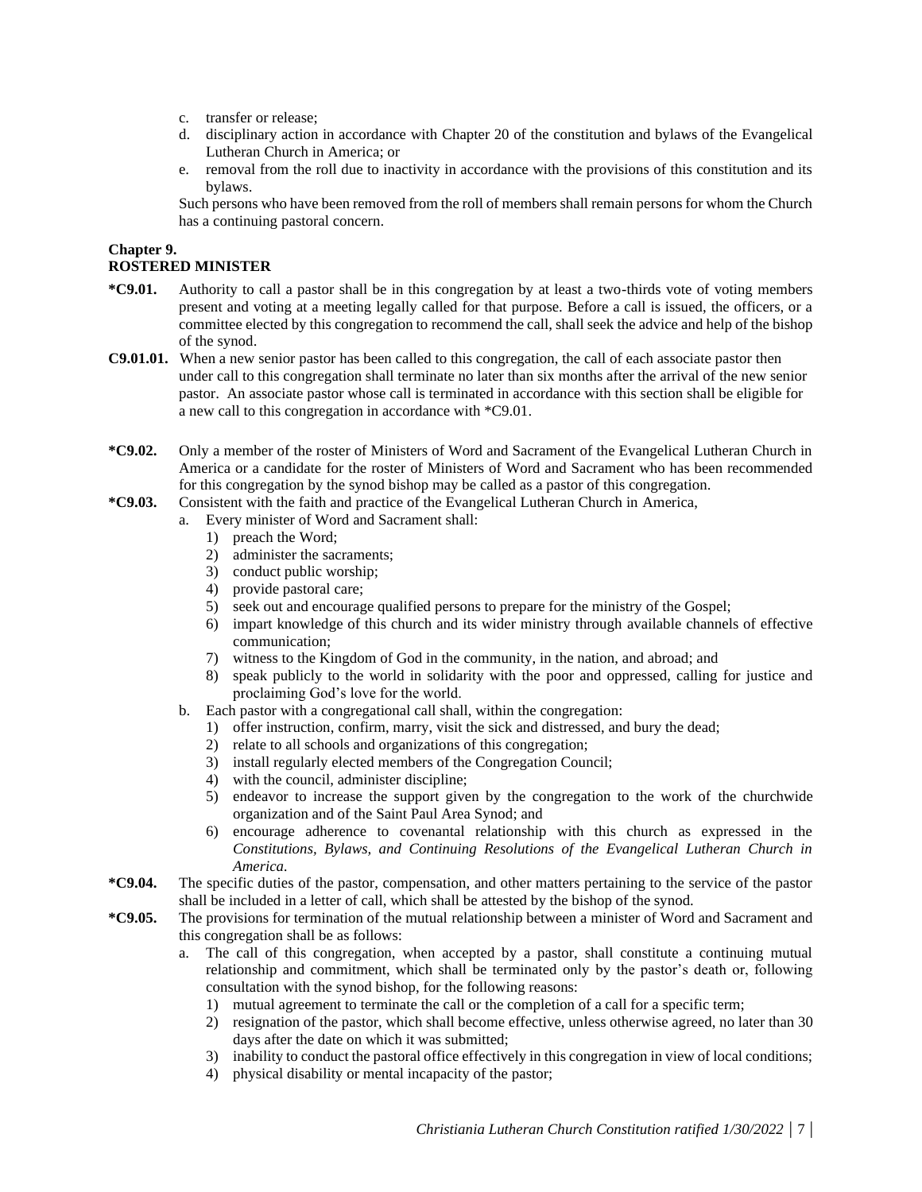c. transfer or release;
d. disciplinary action in accordance with Chapter 20 of the constitution and bylaws of the Evangelical Lutheran Church in America; or
e. removal from the roll due to inactivity in accordance with the provisions of this constitution and its bylaws.

Such persons who have been removed from the roll of members shall remain persons for whom the Church has a continuing pastoral concern.

## Chapter 9.
## ROSTERED MINISTER

**\*C9.01.** Authority to call a pastor shall be in this congregation by at least a two-thirds vote of voting members present and voting at a meeting legally called for that purpose. Before a call is issued, the officers, or a committee elected by this congregation to recommend the call, shall seek the advice and help of the bishop of the synod.

**C9.01.01.** When a new senior pastor has been called to this congregation, the call of each associate pastor then under call to this congregation shall terminate no later than six months after the arrival of the new senior pastor. An associate pastor whose call is terminated in accordance with this section shall be eligible for a new call to this congregation in accordance with *C9.01.

**\*C9.02.** Only a member of the roster of Ministers of Word and Sacrament of the Evangelical Lutheran Church in America or a candidate for the roster of Ministers of Word and Sacrament who has been recommended for this congregation by the synod bishop may be called as a pastor of this congregation.

**\*C9.03.** Consistent with the faith and practice of the Evangelical Lutheran Church in America,

a. Every minister of Word and Sacrament shall:
   1) preach the Word;
   2) administer the sacraments;
   3) conduct public worship;
   4) provide pastoral care;
   5) seek out and encourage qualified persons to prepare for the ministry of the Gospel;
   6) impart knowledge of this church and its wider ministry through available channels of effective communication;
   7) witness to the Kingdom of God in the community, in the nation, and abroad; and
   8) speak publicly to the world in solidarity with the poor and oppressed, calling for justice and proclaiming God's love for the world.
b. Each pastor with a congregational call shall, within the congregation:
   1) offer instruction, confirm, marry, visit the sick and distressed, and bury the dead;
   2) relate to all schools and organizations of this congregation;
   3) install regularly elected members of the Congregation Council;
   4) with the council, administer discipline;
   5) endeavor to increase the support given by the congregation to the work of the churchwide organization and of the Saint Paul Area Synod; and
   6) encourage adherence to covenantal relationship with this church as expressed in the *Constitutions, Bylaws, and Continuing Resolutions of the Evangelical Lutheran Church in America*.

**\*C9.04.** The specific duties of the pastor, compensation, and other matters pertaining to the service of the pastor shall be included in a letter of call, which shall be attested by the bishop of the synod.

**\*C9.05.** The provisions for termination of the mutual relationship between a minister of Word and Sacrament and this congregation shall be as follows:

a. The call of this congregation, when accepted by a pastor, shall constitute a continuing mutual relationship and commitment, which shall be terminated only by the pastor's death or, following consultation with the synod bishop, for the following reasons:
   1) mutual agreement to terminate the call or the completion of a call for a specific term;
   2) resignation of the pastor, which shall become effective, unless otherwise agreed, no later than 30 days after the date on which it was submitted;
   3) inability to conduct the pastoral office effectively in this congregation in view of local conditions;
   4) physical disability or mental incapacity of the pastor;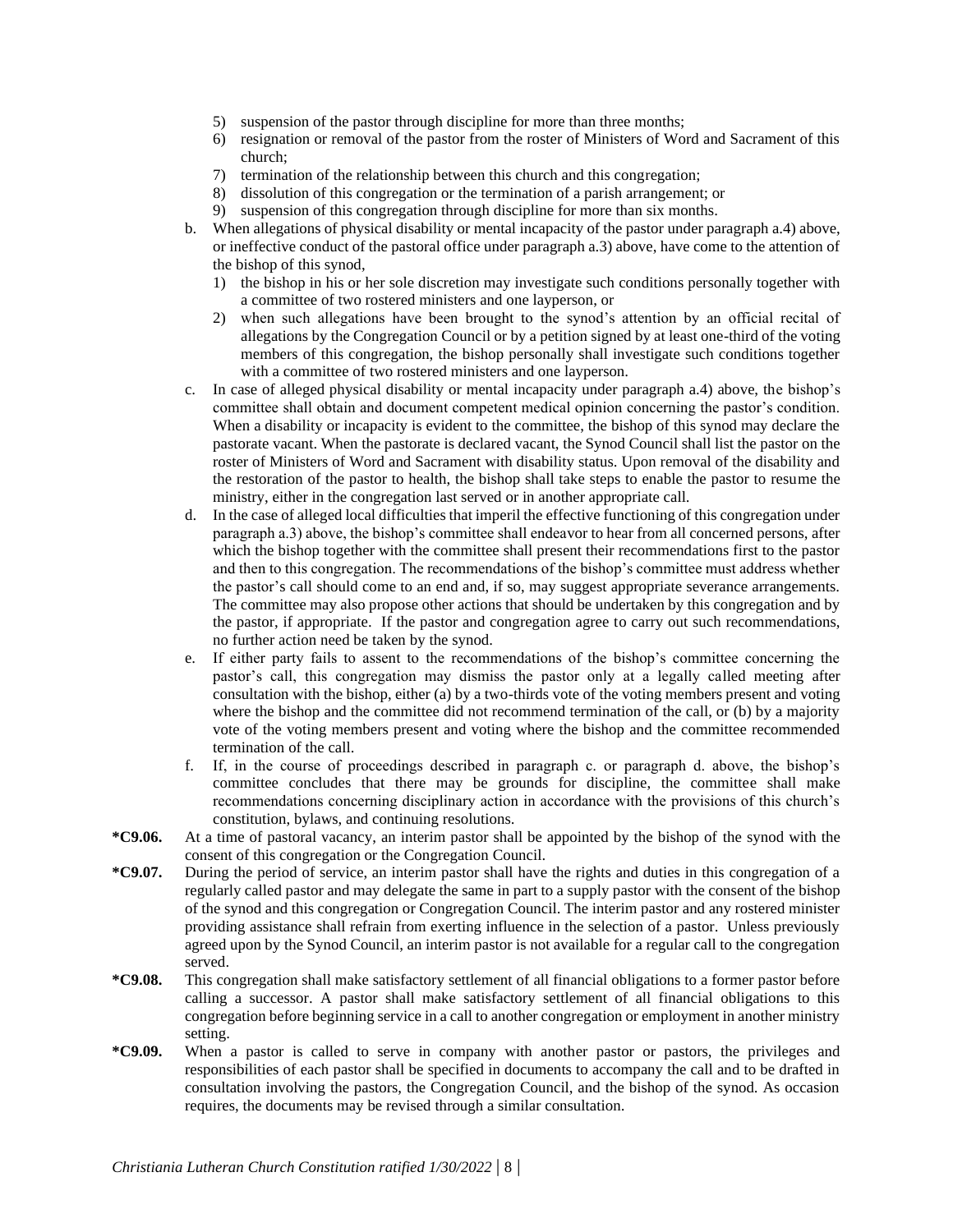5) suspension of the pastor through discipline for more than three months;
6) resignation or removal of the pastor from the roster of Ministers of Word and Sacrament of this church;
7) termination of the relationship between this church and this congregation;
8) dissolution of this congregation or the termination of a parish arrangement; or
9) suspension of this congregation through discipline for more than six months.

b. When allegations of physical disability or mental incapacity of the pastor under paragraph a.4) above, or ineffective conduct of the pastoral office under paragraph a.3) above, have come to the attention of the bishop of this synod,
   1) the bishop in his or her sole discretion may investigate such conditions personally together with a committee of two rostered ministers and one layperson, or
   2) when such allegations have been brought to the synod's attention by an official recital of allegations by the Congregation Council or by a petition signed by at least one-third of the voting members of this congregation, the bishop personally shall investigate such conditions together with a committee of two rostered ministers and one layperson.

c. In case of alleged physical disability or mental incapacity under paragraph a.4) above, the bishop's committee shall obtain and document competent medical opinion concerning the pastor's condition. When a disability or incapacity is evident to the committee, the bishop of this synod may declare the pastorate vacant. When the pastorate is declared vacant, the Synod Council shall list the pastor on the roster of Ministers of Word and Sacrament with disability status. Upon removal of the disability and the restoration of the pastor to health, the bishop shall take steps to enable the pastor to resume the ministry, either in the congregation last served or in another appropriate call.

d. In the case of alleged local difficulties that imperil the effective functioning of this congregation under paragraph a.3) above, the bishop's committee shall endeavor to hear from all concerned persons, after which the bishop together with the committee shall present their recommendations first to the pastor and then to this congregation. The recommendations of the bishop's committee must address whether the pastor's call should come to an end and, if so, may suggest appropriate severance arrangements. The committee may also propose other actions that should be undertaken by this congregation and by the pastor, if appropriate. If the pastor and congregation agree to carry out such recommendations, no further action need be taken by the synod.

e. If either party fails to assent to the recommendations of the bishop's committee concerning the pastor's call, this congregation may dismiss the pastor only at a legally called meeting after consultation with the bishop, either (a) by a two-thirds vote of the voting members present and voting where the bishop and the committee did not recommend termination of the call, or (b) by a majority vote of the voting members present and voting where the bishop and the committee recommended termination of the call.

f. If, in the course of proceedings described in paragraph c. or paragraph d. above, the bishop's committee concludes that there may be grounds for discipline, the committee shall make recommendations concerning disciplinary action in accordance with the provisions of this church's constitution, bylaws, and continuing resolutions.

**\*C9.06.** At a time of pastoral vacancy, an interim pastor shall be appointed by the bishop of the synod with the consent of this congregation or the Congregation Council.

**\*C9.07.** During the period of service, an interim pastor shall have the rights and duties in this congregation of a regularly called pastor and may delegate the same in part to a supply pastor with the consent of the bishop of the synod and this congregation or Congregation Council. The interim pastor and any rostered minister providing assistance shall refrain from exerting influence in the selection of a pastor. Unless previously agreed upon by the Synod Council, an interim pastor is not available for a regular call to the congregation served.

**\*C9.08.** This congregation shall make satisfactory settlement of all financial obligations to a former pastor before calling a successor. A pastor shall make satisfactory settlement of all financial obligations to this congregation before beginning service in a call to another congregation or employment in another ministry setting.

**\*C9.09.** When a pastor is called to serve in company with another pastor or pastors, the privileges and responsibilities of each pastor shall be specified in documents to accompany the call and to be drafted in consultation involving the pastors, the Congregation Council, and the bishop of the synod. As occasion requires, the documents may be revised through a similar consultation.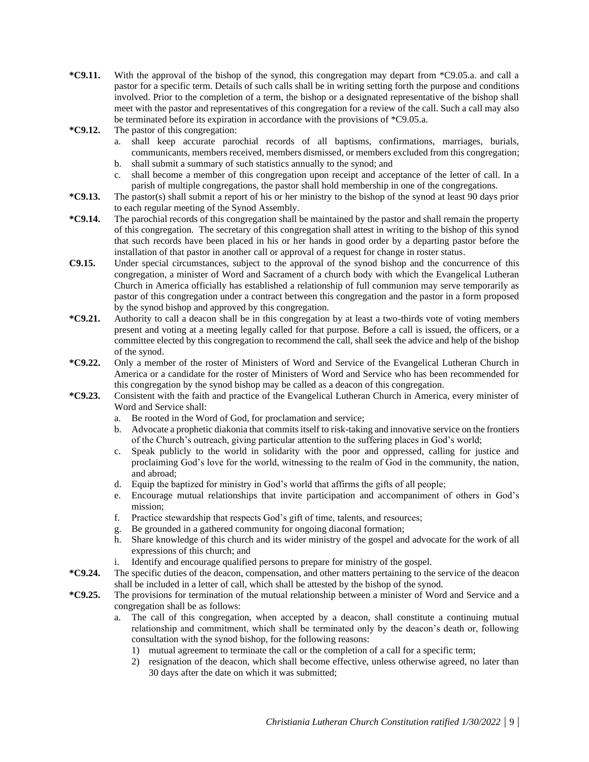**\*C9.11.** With the approval of the bishop of the synod, this congregation may depart from *C9.05.a. and call a pastor for a specific term. Details of such calls shall be in writing setting forth the purpose and conditions involved. Prior to the completion of a term, the bishop or a designated representative of the bishop shall meet with the pastor and representatives of this congregation for a review of the call. Such a call may also be terminated before its expiration in accordance with the provisions of *C9.05.a.

**\*C9.12.** The pastor of this congregation:

a. shall keep accurate parochial records of all baptisms, confirmations, marriages, burials, communicants, members received, members dismissed, or members excluded from this congregation;
b. shall submit a summary of such statistics annually to the synod; and
c. shall become a member of this congregation upon receipt and acceptance of the letter of call. In a parish of multiple congregations, the pastor shall hold membership in one of the congregations.

**\*C9.13.** The pastor(s) shall submit a report of his or her ministry to the bishop of the synod at least 90 days prior to each regular meeting of the Synod Assembly.

**\*C9.14.** The parochial records of this congregation shall be maintained by the pastor and shall remain the property of this congregation. The secretary of this congregation shall attest in writing to the bishop of this synod that such records have been placed in his or her hands in good order by a departing pastor before the installation of that pastor in another call or approval of a request for change in roster status.

**C9.15.** Under special circumstances, subject to the approval of the synod bishop and the concurrence of this congregation, a minister of Word and Sacrament of a church body with which the Evangelical Lutheran Church in America officially has established a relationship of full communion may serve temporarily as pastor of this congregation under a contract between this congregation and the pastor in a form proposed by the synod bishop and approved by this congregation.

**\*C9.21.** Authority to call a deacon shall be in this congregation by at least a two-thirds vote of voting members present and voting at a meeting legally called for that purpose. Before a call is issued, the officers, or a committee elected by this congregation to recommend the call, shall seek the advice and help of the bishop of the synod.

**\*C9.22.** Only a member of the roster of Ministers of Word and Service of the Evangelical Lutheran Church in America or a candidate for the roster of Ministers of Word and Service who has been recommended for this congregation by the synod bishop may be called as a deacon of this congregation.

**\*C9.23.** Consistent with the faith and practice of the Evangelical Lutheran Church in America, every minister of Word and Service shall:

a. Be rooted in the Word of God, for proclamation and service;
b. Advocate a prophetic diakonia that commits itself to risk-taking and innovative service on the frontiers of the Church's outreach, giving particular attention to the suffering places in God's world;
c. Speak publicly to the world in solidarity with the poor and oppressed, calling for justice and proclaiming God's love for the world, witnessing to the realm of God in the community, the nation, and abroad;
d. Equip the baptized for ministry in God's world that affirms the gifts of all people;
e. Encourage mutual relationships that invite participation and accompaniment of others in God's mission;
f. Practice stewardship that respects God's gift of time, talents, and resources;
g. Be grounded in a gathered community for ongoing diaconal formation;
h. Share knowledge of this church and its wider ministry of the gospel and advocate for the work of all expressions of this church; and
i. Identify and encourage qualified persons to prepare for ministry of the gospel.

**\*C9.24.** The specific duties of the deacon, compensation, and other matters pertaining to the service of the deacon shall be included in a letter of call, which shall be attested by the bishop of the synod.

**\*C9.25.** The provisions for termination of the mutual relationship between a minister of Word and Service and a congregation shall be as follows:

a. The call of this congregation, when accepted by a deacon, shall constitute a continuing mutual relationship and commitment, which shall be terminated only by the deacon's death or, following consultation with the synod bishop, for the following reasons:
   1) mutual agreement to terminate the call or the completion of a call for a specific term;
   2) resignation of the deacon, which shall become effective, unless otherwise agreed, no later than 30 days after the date on which it was submitted;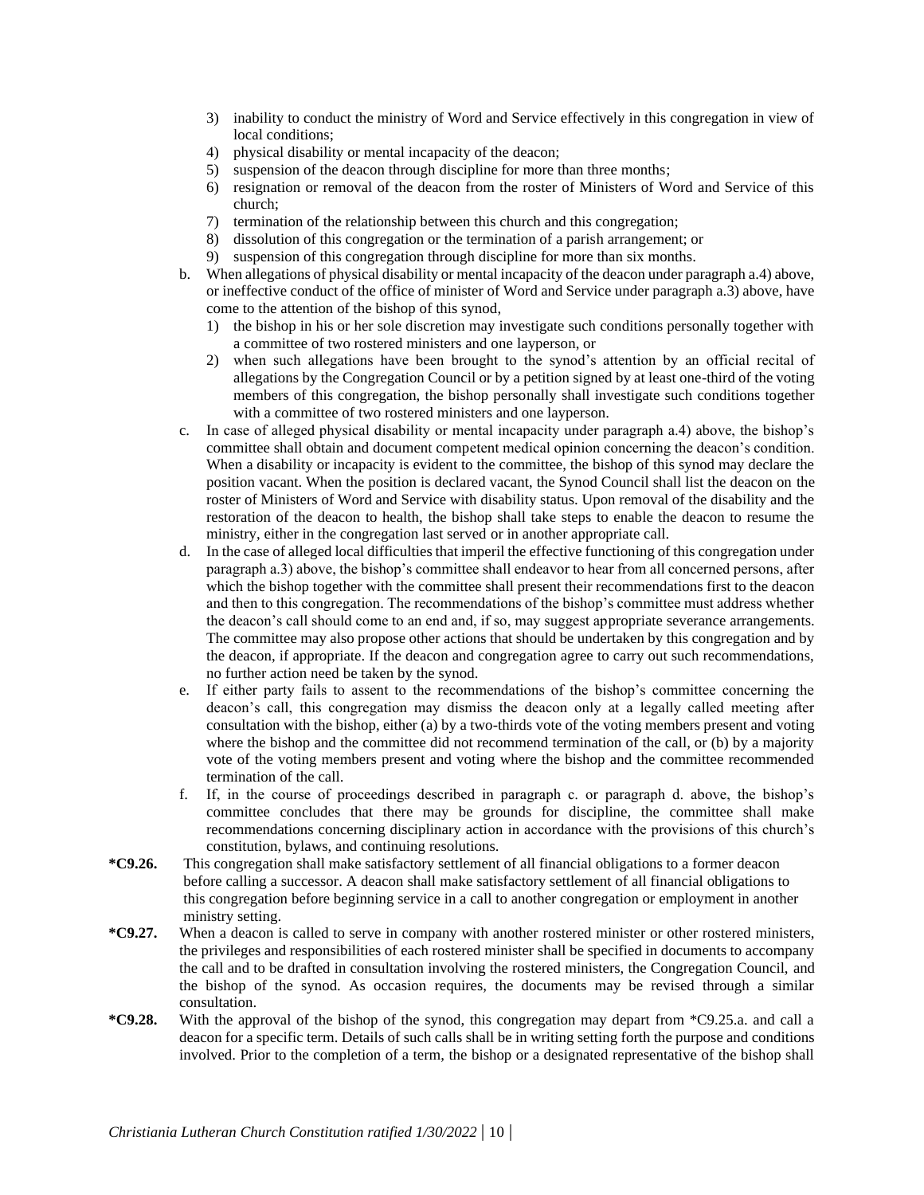3) inability to conduct the ministry of Word and Service effectively in this congregation in view of local conditions;
4) physical disability or mental incapacity of the deacon;
5) suspension of the deacon through discipline for more than three months;
6) resignation or removal of the deacon from the roster of Ministers of Word and Service of this church;
7) termination of the relationship between this church and this congregation;
8) dissolution of this congregation or the termination of a parish arrangement; or
9) suspension of this congregation through discipline for more than six months.

b. When allegations of physical disability or mental incapacity of the deacon under paragraph a.4) above, or ineffective conduct of the office of minister of Word and Service under paragraph a.3) above, have come to the attention of the bishop of this synod,
   1) the bishop in his or her sole discretion may investigate such conditions personally together with a committee of two rostered ministers and one layperson, or
   2) when such allegations have been brought to the synod's attention by an official recital of allegations by the Congregation Council or by a petition signed by at least one-third of the voting members of this congregation, the bishop personally shall investigate such conditions together with a committee of two rostered ministers and one layperson.

c. In case of alleged physical disability or mental incapacity under paragraph a.4) above, the bishop's committee shall obtain and document competent medical opinion concerning the deacon's condition. When a disability or incapacity is evident to the committee, the bishop of this synod may declare the position vacant. When the position is declared vacant, the Synod Council shall list the deacon on the roster of Ministers of Word and Service with disability status. Upon removal of the disability and the restoration of the deacon to health, the bishop shall take steps to enable the deacon to resume the ministry, either in the congregation last served or in another appropriate call.

d. In the case of alleged local difficulties that imperil the effective functioning of this congregation under paragraph a.3) above, the bishop's committee shall endeavor to hear from all concerned persons, after which the bishop together with the committee shall present their recommendations first to the deacon and then to this congregation. The recommendations of the bishop's committee must address whether the deacon's call should come to an end and, if so, may suggest appropriate severance arrangements. The committee may also propose other actions that should be undertaken by this congregation and by the deacon, if appropriate. If the deacon and congregation agree to carry out such recommendations, no further action need be taken by the synod.

e. If either party fails to assent to the recommendations of the bishop's committee concerning the deacon's call, this congregation may dismiss the deacon only at a legally called meeting after consultation with the bishop, either (a) by a two-thirds vote of the voting members present and voting where the bishop and the committee did not recommend termination of the call, or (b) by a majority vote of the voting members present and voting where the bishop and the committee recommended termination of the call.

f. If, in the course of proceedings described in paragraph c. or paragraph d. above, the bishop's committee concludes that there may be grounds for discipline, the committee shall make recommendations concerning disciplinary action in accordance with the provisions of this church's constitution, bylaws, and continuing resolutions.

**\*C9.26.** This congregation shall make satisfactory settlement of all financial obligations to a former deacon before calling a successor. A deacon shall make satisfactory settlement of all financial obligations to this congregation before beginning service in a call to another congregation or employment in another ministry setting.

**\*C9.27.** When a deacon is called to serve in company with another rostered minister or other rostered ministers, the privileges and responsibilities of each rostered minister shall be specified in documents to accompany the call and to be drafted in consultation involving the rostered ministers, the Congregation Council, and the bishop of the synod. As occasion requires, the documents may be revised through a similar consultation.

**\*C9.28.** With the approval of the bishop of the synod, this congregation may depart from *C9.25.a. and call a deacon for a specific term. Details of such calls shall be in writing setting forth the purpose and conditions involved. Prior to the completion of a term, the bishop or a designated representative of the bishop shall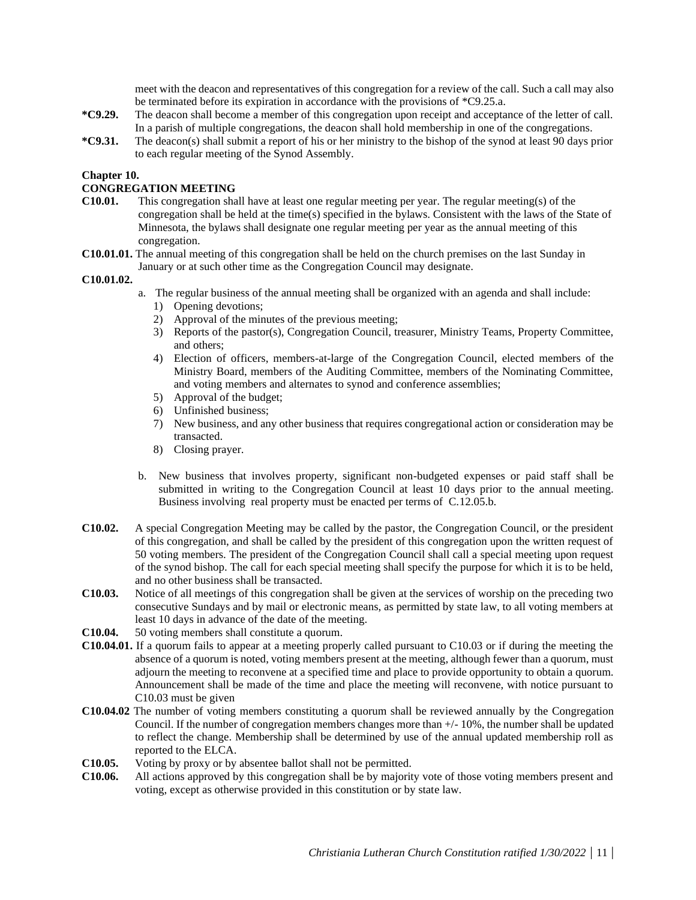meet with the deacon and representatives of this congregation for a review of the call. Such a call may also be terminated before its expiration in accordance with the provisions of *C9.25.a.

**\*C9.29.** The deacon shall become a member of this congregation upon receipt and acceptance of the letter of call. In a parish of multiple congregations, the deacon shall hold membership in one of the congregations.

**\*C9.31.** The deacon(s) shall submit a report of his or her ministry to the bishop of the synod at least 90 days prior to each regular meeting of the Synod Assembly.

## Chapter 10.
## CONGREGATION MEETING

**C10.01.** This congregation shall have at least one regular meeting per year. The regular meeting(s) of the congregation shall be held at the time(s) specified in the bylaws. Consistent with the laws of the State of Minnesota, the bylaws shall designate one regular meeting per year as the annual meeting of this congregation.

**C10.01.01.** The annual meeting of this congregation shall be held on the church premises on the last Sunday in January or at such other time as the Congregation Council may designate.

**C10.01.02.**

a. The regular business of the annual meeting shall be organized with an agenda and shall include:
   1) Opening devotions;
   2) Approval of the minutes of the previous meeting;
   3) Reports of the pastor(s), Congregation Council, treasurer, Ministry Teams, Property Committee, and others;
   4) Election of officers, members-at-large of the Congregation Council, elected members of the Ministry Board, members of the Auditing Committee, members of the Nominating Committee, and voting members and alternates to synod and conference assemblies;
   5) Approval of the budget;
   6) Unfinished business;
   7) New business, and any other business that requires congregational action or consideration may be transacted.
   8) Closing prayer.

b. New business that involves property, significant non-budgeted expenses or paid staff shall be submitted in writing to the Congregation Council at least 10 days prior to the annual meeting. Business involving real property must be enacted per terms of C.12.05.b.

**C10.02.** A special Congregation Meeting may be called by the pastor, the Congregation Council, or the president of this congregation, and shall be called by the president of this congregation upon the written request of 50 voting members. The president of the Congregation Council shall call a special meeting upon request of the synod bishop. The call for each special meeting shall specify the purpose for which it is to be held, and no other business shall be transacted.

**C10.03.** Notice of all meetings of this congregation shall be given at the services of worship on the preceding two consecutive Sundays and by mail or electronic means, as permitted by state law, to all voting members at least 10 days in advance of the date of the meeting.

**C10.04.** 50 voting members shall constitute a quorum.

**C10.04.01.** If a quorum fails to appear at a meeting properly called pursuant to C10.03 or if during the meeting the absence of a quorum is noted, voting members present at the meeting, although fewer than a quorum, must adjourn the meeting to reconvene at a specified time and place to provide opportunity to obtain a quorum. Announcement shall be made of the time and place the meeting will reconvene, with notice pursuant to C10.03 must be given

**C10.04.02** The number of voting members constituting a quorum shall be reviewed annually by the Congregation Council. If the number of congregation members changes more than +/- 10%, the number shall be updated to reflect the change. Membership shall be determined by use of the annual updated membership roll as reported to the ELCA.

**C10.05.** Voting by proxy or by absentee ballot shall not be permitted.

**C10.06.** All actions approved by this congregation shall be by majority vote of those voting members present and voting, except as otherwise provided in this constitution or by state law.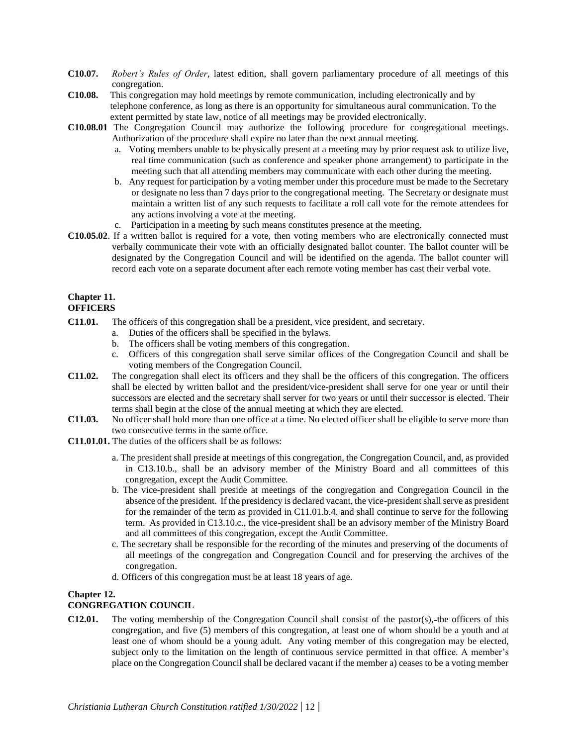**C10.07.** *Robert's Rules of Order*, latest edition, shall govern parliamentary procedure of all meetings of this congregation.

**C10.08.** This congregation may hold meetings by remote communication, including electronically and by telephone conference, as long as there is an opportunity for simultaneous aural communication. To the extent permitted by state law, notice of all meetings may be provided electronically.

**C10.08.01** The Congregation Council may authorize the following procedure for congregational meetings. Authorization of the procedure shall expire no later than the next annual meeting.

a. Voting members unable to be physically present at a meeting may by prior request ask to utilize live, real time communication (such as conference and speaker phone arrangement) to participate in the meeting such that all attending members may communicate with each other during the meeting.
b. Any request for participation by a voting member under this procedure must be made to the Secretary or designate no less than 7 days prior to the congregational meeting. The Secretary or designate must maintain a written list of any such requests to facilitate a roll call vote for the remote attendees for any actions involving a vote at the meeting.
c. Participation in a meeting by such means constitutes presence at the meeting.

**C10.05.02**. If a written ballot is required for a vote, then voting members who are electronically connected must verbally communicate their vote with an officially designated ballot counter. The ballot counter will be designated by the Congregation Council and will be identified on the agenda. The ballot counter will record each vote on a separate document after each remote voting member has cast their verbal vote.

## Chapter 11. OFFICERS

**C11.01.** The officers of this congregation shall be a president, vice president, and secretary.

a. Duties of the officers shall be specified in the bylaws.
b. The officers shall be voting members of this congregation.
c. Officers of this congregation shall serve similar offices of the Congregation Council and shall be voting members of the Congregation Council.

**C11.02.** The congregation shall elect its officers and they shall be the officers of this congregation. The officers shall be elected by written ballot and the president/vice-president shall serve for one year or until their successors are elected and the secretary shall server for two years or until their successor is elected. Their terms shall begin at the close of the annual meeting at which they are elected.

**C11.03.** No officer shall hold more than one office at a time. No elected officer shall be eligible to serve more than two consecutive terms in the same office.

**C11.01.01.** The duties of the officers shall be as follows:

a. The president shall preside at meetings of this congregation, the Congregation Council, and, as provided in C13.10.b., shall be an advisory member of the Ministry Board and all committees of this congregation, except the Audit Committee.
b. The vice-president shall preside at meetings of the congregation and Congregation Council in the absence of the president. If the presidency is declared vacant, the vice-president shall serve as president for the remainder of the term as provided in C11.01.b.4. and shall continue to serve for the following term. As provided in C13.10.c., the vice-president shall be an advisory member of the Ministry Board and all committees of this congregation, except the Audit Committee.
c. The secretary shall be responsible for the recording of the minutes and preserving of the documents of all meetings of the congregation and Congregation Council and for preserving the archives of the congregation.
d. Officers of this congregation must be at least 18 years of age.

## Chapter 12. CONGREGATION COUNCIL

**C12.01.** The voting membership of the Congregation Council shall consist of the pastor(s), the officers of this congregation, and five (5) members of this congregation, at least one of whom should be a youth and at least one of whom should be a young adult. Any voting member of this congregation may be elected, subject only to the limitation on the length of continuous service permitted in that office. A member's place on the Congregation Council shall be declared vacant if the member a) ceases to be a voting member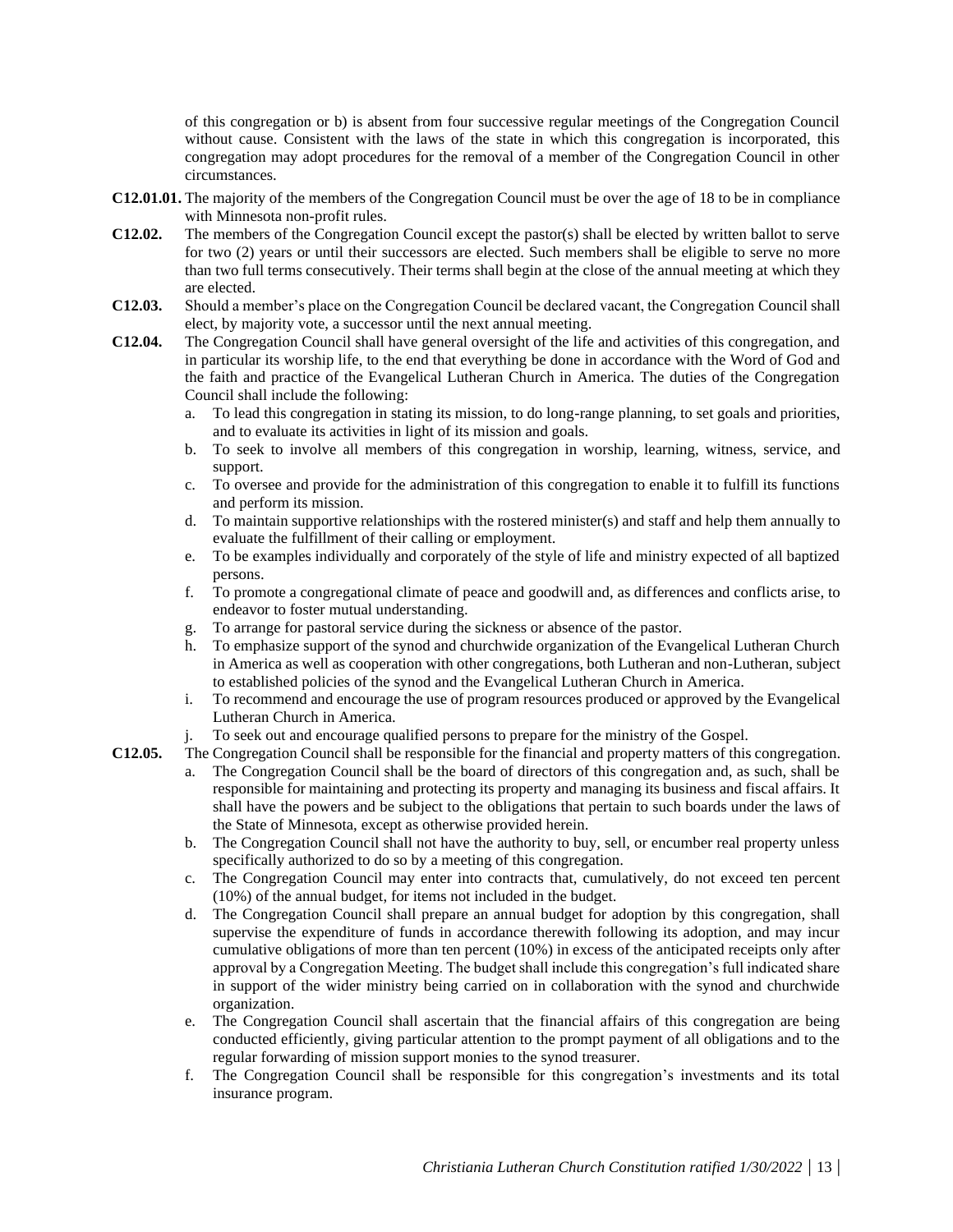of this congregation or b) is absent from four successive regular meetings of the Congregation Council without cause. Consistent with the laws of the state in which this congregation is incorporated, this congregation may adopt procedures for the removal of a member of the Congregation Council in other circumstances.

**C12.01.01.** The majority of the members of the Congregation Council must be over the age of 18 to be in compliance with Minnesota non-profit rules.

**C12.02.** The members of the Congregation Council except the pastor(s) shall be elected by written ballot to serve for two (2) years or until their successors are elected. Such members shall be eligible to serve no more than two full terms consecutively. Their terms shall begin at the close of the annual meeting at which they are elected.

**C12.03.** Should a member's place on the Congregation Council be declared vacant, the Congregation Council shall elect, by majority vote, a successor until the next annual meeting.

**C12.04.** The Congregation Council shall have general oversight of the life and activities of this congregation, and in particular its worship life, to the end that everything be done in accordance with the Word of God and the faith and practice of the Evangelical Lutheran Church in America. The duties of the Congregation Council shall include the following:

a. To lead this congregation in stating its mission, to do long-range planning, to set goals and priorities, and to evaluate its activities in light of its mission and goals.
b. To seek to involve all members of this congregation in worship, learning, witness, service, and support.
c. To oversee and provide for the administration of this congregation to enable it to fulfill its functions and perform its mission.
d. To maintain supportive relationships with the rostered minister(s) and staff and help them annually to evaluate the fulfillment of their calling or employment.
e. To be examples individually and corporately of the style of life and ministry expected of all baptized persons.
f. To promote a congregational climate of peace and goodwill and, as differences and conflicts arise, to endeavor to foster mutual understanding.
g. To arrange for pastoral service during the sickness or absence of the pastor.
h. To emphasize support of the synod and churchwide organization of the Evangelical Lutheran Church in America as well as cooperation with other congregations, both Lutheran and non-Lutheran, subject to established policies of the synod and the Evangelical Lutheran Church in America.
i. To recommend and encourage the use of program resources produced or approved by the Evangelical Lutheran Church in America.
j. To seek out and encourage qualified persons to prepare for the ministry of the Gospel.

**C12.05.** The Congregation Council shall be responsible for the financial and property matters of this congregation.

a. The Congregation Council shall be the board of directors of this congregation and, as such, shall be responsible for maintaining and protecting its property and managing its business and fiscal affairs. It shall have the powers and be subject to the obligations that pertain to such boards under the laws of the State of Minnesota, except as otherwise provided herein.
b. The Congregation Council shall not have the authority to buy, sell, or encumber real property unless specifically authorized to do so by a meeting of this congregation.
c. The Congregation Council may enter into contracts that, cumulatively, do not exceed ten percent (10%) of the annual budget, for items not included in the budget.
d. The Congregation Council shall prepare an annual budget for adoption by this congregation, shall supervise the expenditure of funds in accordance therewith following its adoption, and may incur cumulative obligations of more than ten percent (10%) in excess of the anticipated receipts only after approval by a Congregation Meeting. The budget shall include this congregation's full indicated share in support of the wider ministry being carried on in collaboration with the synod and churchwide organization.
e. The Congregation Council shall ascertain that the financial affairs of this congregation are being conducted efficiently, giving particular attention to the prompt payment of all obligations and to the regular forwarding of mission support monies to the synod treasurer.
f. The Congregation Council shall be responsible for this congregation's investments and its total insurance program.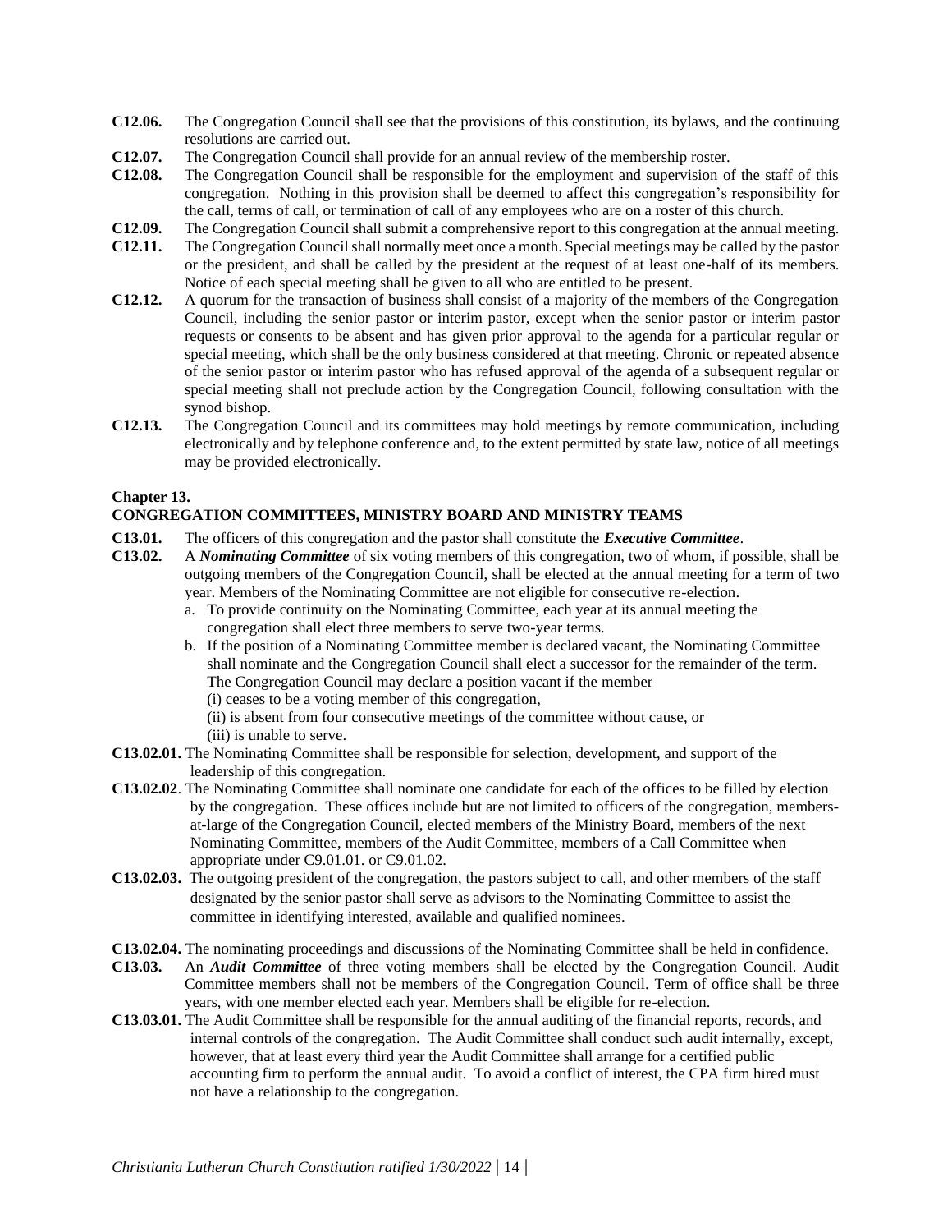**C12.06.** The Congregation Council shall see that the provisions of this constitution, its bylaws, and the continuing resolutions are carried out.

**C12.07.** The Congregation Council shall provide for an annual review of the membership roster.

**C12.08.** The Congregation Council shall be responsible for the employment and supervision of the staff of this congregation. Nothing in this provision shall be deemed to affect this congregation's responsibility for the call, terms of call, or termination of call of any employees who are on a roster of this church.

**C12.09.** The Congregation Council shall submit a comprehensive report to this congregation at the annual meeting.

**C12.11.** The Congregation Council shall normally meet once a month. Special meetings may be called by the pastor or the president, and shall be called by the president at the request of at least one-half of its members. Notice of each special meeting shall be given to all who are entitled to be present.

**C12.12.** A quorum for the transaction of business shall consist of a majority of the members of the Congregation Council, including the senior pastor or interim pastor, except when the senior pastor or interim pastor requests or consents to be absent and has given prior approval to the agenda for a particular regular or special meeting, which shall be the only business considered at that meeting. Chronic or repeated absence of the senior pastor or interim pastor who has refused approval of the agenda of a subsequent regular or special meeting shall not preclude action by the Congregation Council, following consultation with the synod bishop.

**C12.13.** The Congregation Council and its committees may hold meetings by remote communication, including electronically and by telephone conference and, to the extent permitted by state law, notice of all meetings may be provided electronically.

**Chapter 13.**

**CONGREGATION COMMITTEES, MINISTRY BOARD AND MINISTRY TEAMS**

**C13.01.** The officers of this congregation and the pastor shall constitute the ***Executive Committee***.

**C13.02.** A ***Nominating Committee*** of six voting members of this congregation, two of whom, if possible, shall be outgoing members of the Congregation Council, shall be elected at the annual meeting for a term of two year. Members of the Nominating Committee are not eligible for consecutive re-election.

a. To provide continuity on the Nominating Committee, each year at its annual meeting the congregation shall elect three members to serve two-year terms.

b. If the position of a Nominating Committee member is declared vacant, the Nominating Committee shall nominate and the Congregation Council shall elect a successor for the remainder of the term. The Congregation Council may declare a position vacant if the member

(i) ceases to be a voting member of this congregation,

(ii) is absent from four consecutive meetings of the committee without cause, or

(iii) is unable to serve.

**C13.02.01.** The Nominating Committee shall be responsible for selection, development, and support of the leadership of this congregation.

**C13.02.02**. The Nominating Committee shall nominate one candidate for each of the offices to be filled by election by the congregation. These offices include but are not limited to officers of the congregation, members-at-large of the Congregation Council, elected members of the Ministry Board, members of the next Nominating Committee, members of the Audit Committee, members of a Call Committee when appropriate under C9.01.01. or C9.01.02.

**C13.02.03.** The outgoing president of the congregation, the pastors subject to call, and other members of the staff designated by the senior pastor shall serve as advisors to the Nominating Committee to assist the committee in identifying interested, available and qualified nominees.

**C13.02.04.** The nominating proceedings and discussions of the Nominating Committee shall be held in confidence.

**C13.03.** An ***Audit Committee*** of three voting members shall be elected by the Congregation Council. Audit Committee members shall not be members of the Congregation Council. Term of office shall be three years, with one member elected each year. Members shall be eligible for re-election.

**C13.03.01.** The Audit Committee shall be responsible for the annual auditing of the financial reports, records, and internal controls of the congregation. The Audit Committee shall conduct such audit internally, except, however, that at least every third year the Audit Committee shall arrange for a certified public accounting firm to perform the annual audit. To avoid a conflict of interest, the CPA firm hired must not have a relationship to the congregation.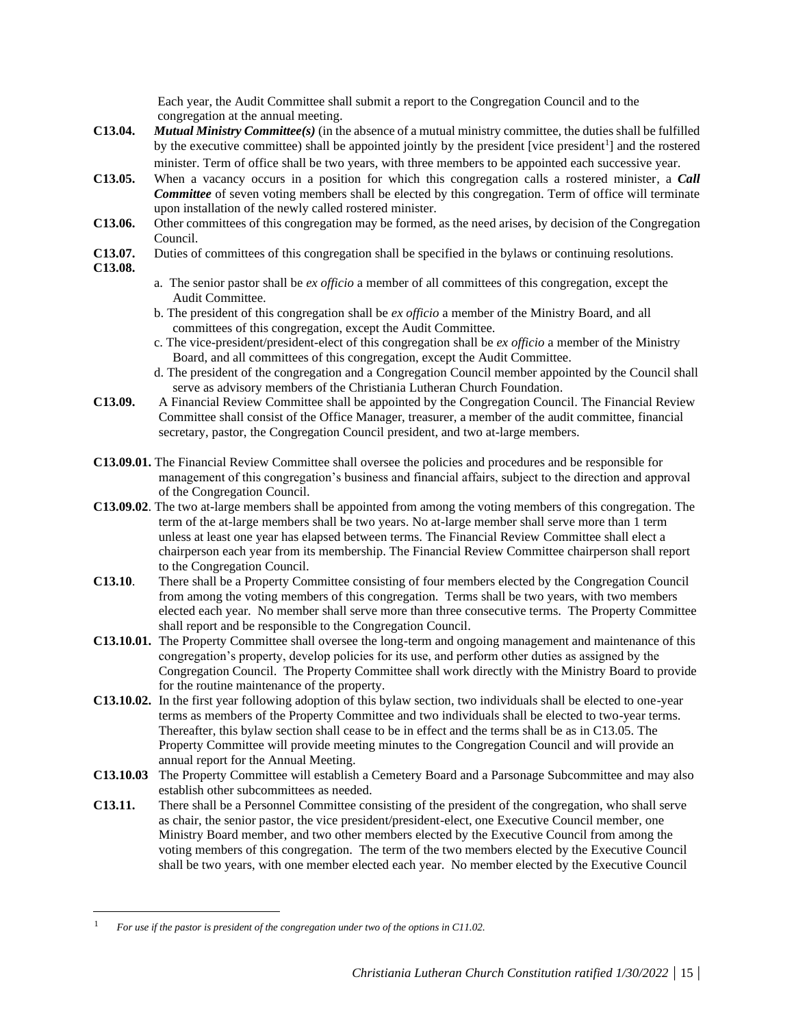Each year, the Audit Committee shall submit a report to the Congregation Council and to the congregation at the annual meeting.

**C13.04.** ***Mutual Ministry Committee(s)*** (in the absence of a mutual ministry committee, the duties shall be fulfilled by the executive committee) shall be appointed jointly by the president [vice president[1]] and the rostered minister. Term of office shall be two years, with three members to be appointed each successive year.

**C13.05.** When a vacancy occurs in a position for which this congregation calls a rostered minister, a ***Call Committee*** of seven voting members shall be elected by this congregation. Term of office will terminate upon installation of the newly called rostered minister.

**C13.06.** Other committees of this congregation may be formed, as the need arises, by decision of the Congregation Council.

**C13.07.** Duties of committees of this congregation shall be specified in the bylaws or continuing resolutions.

**C13.08.**

a. The senior pastor shall be *ex officio* a member of all committees of this congregation, except the Audit Committee.

b. The president of this congregation shall be *ex officio* a member of the Ministry Board, and all committees of this congregation, except the Audit Committee.

c. The vice-president/president-elect of this congregation shall be *ex officio* a member of the Ministry Board, and all committees of this congregation, except the Audit Committee.

d. The president of the congregation and a Congregation Council member appointed by the Council shall serve as advisory members of the Christiania Lutheran Church Foundation.

**C13.09.** A Financial Review Committee shall be appointed by the Congregation Council. The Financial Review Committee shall consist of the Office Manager, treasurer, a member of the audit committee, financial secretary, pastor, the Congregation Council president, and two at-large members.

**C13.09.01.** The Financial Review Committee shall oversee the policies and procedures and be responsible for management of this congregation's business and financial affairs, subject to the direction and approval of the Congregation Council.

**C13.09.02**. The two at-large members shall be appointed from among the voting members of this congregation. The term of the at-large members shall be two years. No at-large member shall serve more than 1 term unless at least one year has elapsed between terms. The Financial Review Committee shall elect a chairperson each year from its membership. The Financial Review Committee chairperson shall report to the Congregation Council.

**C13.10**. There shall be a Property Committee consisting of four members elected by the Congregation Council from among the voting members of this congregation. Terms shall be two years, with two members elected each year. No member shall serve more than three consecutive terms. The Property Committee shall report and be responsible to the Congregation Council.

**C13.10.01.** The Property Committee shall oversee the long-term and ongoing management and maintenance of this congregation's property, develop policies for its use, and perform other duties as assigned by the Congregation Council. The Property Committee shall work directly with the Ministry Board to provide for the routine maintenance of the property.

**C13.10.02.** In the first year following adoption of this bylaw section, two individuals shall be elected to one-year terms as members of the Property Committee and two individuals shall be elected to two-year terms. Thereafter, this bylaw section shall cease to be in effect and the terms shall be as in C13.05. The Property Committee will provide meeting minutes to the Congregation Council and will provide an annual report for the Annual Meeting.

**C13.10.03** The Property Committee will establish a Cemetery Board and a Parsonage Subcommittee and may also establish other subcommittees as needed.

**C13.11.** There shall be a Personnel Committee consisting of the president of the congregation, who shall serve as chair, the senior pastor, the vice president/president-elect, one Executive Council member, one Ministry Board member, and two other members elected by the Executive Council from among the voting members of this congregation. The term of the two members elected by the Executive Council shall be two years, with one member elected each year. No member elected by the Executive Council

---

[1] *For use if the pastor is president of the congregation under two of the options in C11.02.*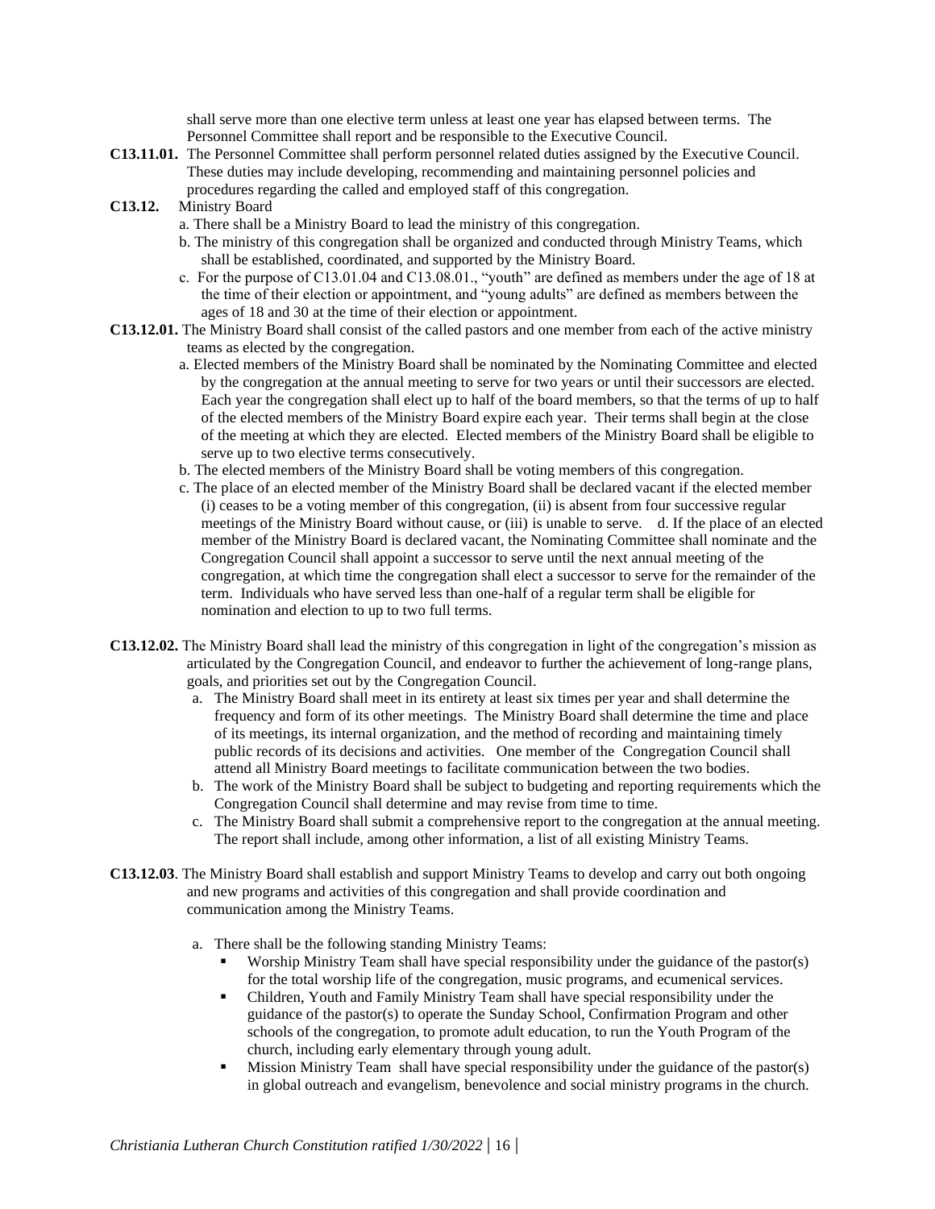shall serve more than one elective term unless at least one year has elapsed between terms. The Personnel Committee shall report and be responsible to the Executive Council.

**C13.11.01.** The Personnel Committee shall perform personnel related duties assigned by the Executive Council. These duties may include developing, recommending and maintaining personnel policies and procedures regarding the called and employed staff of this congregation.

**C13.12.** Ministry Board

a. There shall be a Ministry Board to lead the ministry of this congregation.

b. The ministry of this congregation shall be organized and conducted through Ministry Teams, which shall be established, coordinated, and supported by the Ministry Board.

c. For the purpose of C13.01.04 and C13.08.01., "youth" are defined as members under the age of 18 at the time of their election or appointment, and "young adults" are defined as members between the ages of 18 and 30 at the time of their election or appointment.

**C13.12.01.** The Ministry Board shall consist of the called pastors and one member from each of the active ministry teams as elected by the congregation.

a. Elected members of the Ministry Board shall be nominated by the Nominating Committee and elected by the congregation at the annual meeting to serve for two years or until their successors are elected. Each year the congregation shall elect up to half of the board members, so that the terms of up to half of the elected members of the Ministry Board expire each year. Their terms shall begin at the close of the meeting at which they are elected. Elected members of the Ministry Board shall be eligible to serve up to two elective terms consecutively.

b. The elected members of the Ministry Board shall be voting members of this congregation.

c. The place of an elected member of the Ministry Board shall be declared vacant if the elected member (i) ceases to be a voting member of this congregation, (ii) is absent from four successive regular meetings of the Ministry Board without cause, or (iii) is unable to serve. d. If the place of an elected member of the Ministry Board is declared vacant, the Nominating Committee shall nominate and the Congregation Council shall appoint a successor to serve until the next annual meeting of the congregation, at which time the congregation shall elect a successor to serve for the remainder of the term. Individuals who have served less than one-half of a regular term shall be eligible for nomination and election to up to two full terms.

**C13.12.02.** The Ministry Board shall lead the ministry of this congregation in light of the congregation's mission as articulated by the Congregation Council, and endeavor to further the achievement of long-range plans, goals, and priorities set out by the Congregation Council.

a. The Ministry Board shall meet in its entirety at least six times per year and shall determine the frequency and form of its other meetings. The Ministry Board shall determine the time and place of its meetings, its internal organization, and the method of recording and maintaining timely public records of its decisions and activities. One member of the Congregation Council shall attend all Ministry Board meetings to facilitate communication between the two bodies.

b. The work of the Ministry Board shall be subject to budgeting and reporting requirements which the Congregation Council shall determine and may revise from time to time.

c. The Ministry Board shall submit a comprehensive report to the congregation at the annual meeting. The report shall include, among other information, a list of all existing Ministry Teams.

**C13.12.03**. The Ministry Board shall establish and support Ministry Teams to develop and carry out both ongoing and new programs and activities of this congregation and shall provide coordination and communication among the Ministry Teams.

a. There shall be the following standing Ministry Teams:

- Worship Ministry Team shall have special responsibility under the guidance of the pastor(s) for the total worship life of the congregation, music programs, and ecumenical services.
- Children, Youth and Family Ministry Team shall have special responsibility under the guidance of the pastor(s) to operate the Sunday School, Confirmation Program and other schools of the congregation, to promote adult education, to run the Youth Program of the church, including early elementary through young adult.
- Mission Ministry Team shall have special responsibility under the guidance of the pastor(s) in global outreach and evangelism, benevolence and social ministry programs in the church.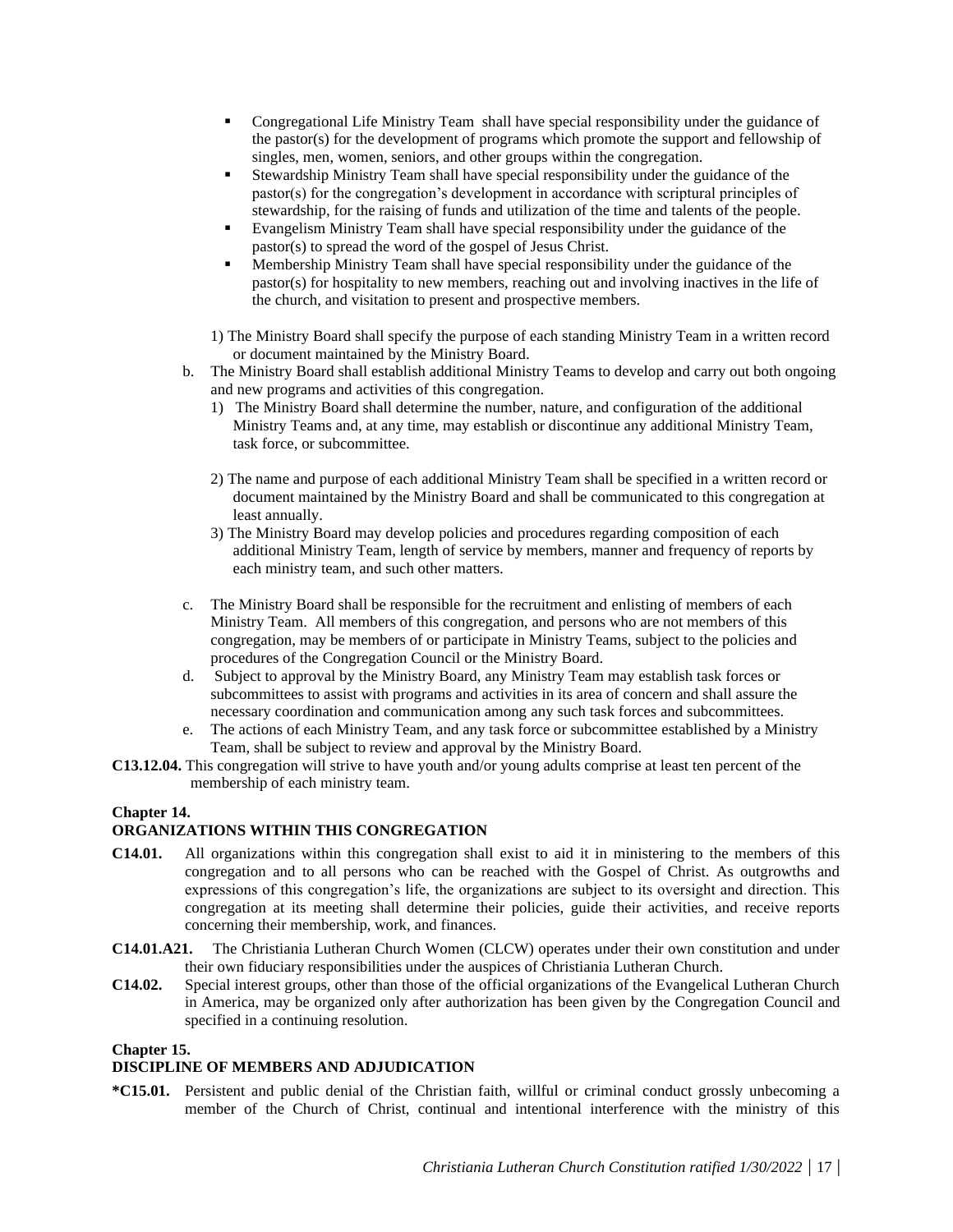- Congregational Life Ministry Team shall have special responsibility under the guidance of the pastor(s) for the development of programs which promote the support and fellowship of singles, men, women, seniors, and other groups within the congregation.
- Stewardship Ministry Team shall have special responsibility under the guidance of the pastor(s) for the congregation's development in accordance with scriptural principles of stewardship, for the raising of funds and utilization of the time and talents of the people.
- Evangelism Ministry Team shall have special responsibility under the guidance of the pastor(s) to spread the word of the gospel of Jesus Christ.
- Membership Ministry Team shall have special responsibility under the guidance of the pastor(s) for hospitality to new members, reaching out and involving inactives in the life of the church, and visitation to present and prospective members.

1) The Ministry Board shall specify the purpose of each standing Ministry Team in a written record or document maintained by the Ministry Board.

b. The Ministry Board shall establish additional Ministry Teams to develop and carry out both ongoing and new programs and activities of this congregation.

1) The Ministry Board shall determine the number, nature, and configuration of the additional Ministry Teams and, at any time, may establish or discontinue any additional Ministry Team, task force, or subcommittee.

2) The name and purpose of each additional Ministry Team shall be specified in a written record or document maintained by the Ministry Board and shall be communicated to this congregation at least annually.

3) The Ministry Board may develop policies and procedures regarding composition of each additional Ministry Team, length of service by members, manner and frequency of reports by each ministry team, and such other matters.

c. The Ministry Board shall be responsible for the recruitment and enlisting of members of each Ministry Team. All members of this congregation, and persons who are not members of this congregation, may be members of or participate in Ministry Teams, subject to the policies and procedures of the Congregation Council or the Ministry Board.

d. Subject to approval by the Ministry Board, any Ministry Team may establish task forces or subcommittees to assist with programs and activities in its area of concern and shall assure the necessary coordination and communication among any such task forces and subcommittees.

e. The actions of each Ministry Team, and any task force or subcommittee established by a Ministry Team, shall be subject to review and approval by the Ministry Board.

**C13.12.04.** This congregation will strive to have youth and/or young adults comprise at least ten percent of the membership of each ministry team.

## Chapter 14.
## ORGANIZATIONS WITHIN THIS CONGREGATION

**C14.01.** All organizations within this congregation shall exist to aid it in ministering to the members of this congregation and to all persons who can be reached with the Gospel of Christ. As outgrowths and expressions of this congregation's life, the organizations are subject to its oversight and direction. This congregation at its meeting shall determine their policies, guide their activities, and receive reports concerning their membership, work, and finances.

**C14.01.A21.** The Christiania Lutheran Church Women (CLCW) operates under their own constitution and under their own fiduciary responsibilities under the auspices of Christiania Lutheran Church.

**C14.02.** Special interest groups, other than those of the official organizations of the Evangelical Lutheran Church in America, may be organized only after authorization has been given by the Congregation Council and specified in a continuing resolution.

## Chapter 15.
## DISCIPLINE OF MEMBERS AND ADJUDICATION

**\*C15.01.** Persistent and public denial of the Christian faith, willful or criminal conduct grossly unbecoming a member of the Church of Christ, continual and intentional interference with the ministry of this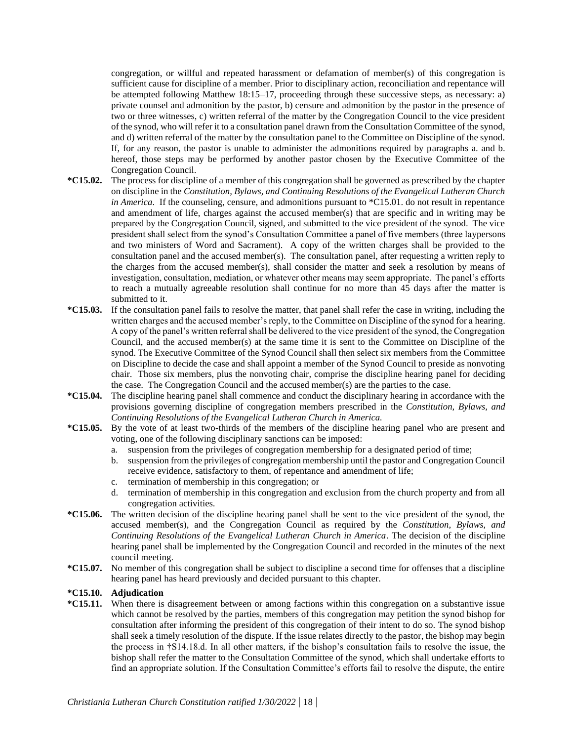congregation, or willful and repeated harassment or defamation of member(s) of this congregation is sufficient cause for discipline of a member. Prior to disciplinary action, reconciliation and repentance will be attempted following Matthew 18:15–17, proceeding through these successive steps, as necessary: a) private counsel and admonition by the pastor, b) censure and admonition by the pastor in the presence of two or three witnesses, c) written referral of the matter by the Congregation Council to the vice president of the synod, who will refer it to a consultation panel drawn from the Consultation Committee of the synod, and d) written referral of the matter by the consultation panel to the Committee on Discipline of the synod. If, for any reason, the pastor is unable to administer the admonitions required by paragraphs a. and b. hereof, those steps may be performed by another pastor chosen by the Executive Committee of the Congregation Council.

**\*C15.02.** The process for discipline of a member of this congregation shall be governed as prescribed by the chapter on discipline in the *Constitution, Bylaws, and Continuing Resolutions of the Evangelical Lutheran Church in America*. If the counseling, censure, and admonitions pursuant to \*C15.01. do not result in repentance and amendment of life, charges against the accused member(s) that are specific and in writing may be prepared by the Congregation Council, signed, and submitted to the vice president of the synod. The vice president shall select from the synod's Consultation Committee a panel of five members (three laypersons and two ministers of Word and Sacrament). A copy of the written charges shall be provided to the consultation panel and the accused member(s). The consultation panel, after requesting a written reply to the charges from the accused member(s), shall consider the matter and seek a resolution by means of investigation, consultation, mediation, or whatever other means may seem appropriate. The panel's efforts to reach a mutually agreeable resolution shall continue for no more than 45 days after the matter is submitted to it.

**\*C15.03.** If the consultation panel fails to resolve the matter, that panel shall refer the case in writing, including the written charges and the accused member's reply, to the Committee on Discipline of the synod for a hearing. A copy of the panel's written referral shall be delivered to the vice president of the synod, the Congregation Council, and the accused member(s) at the same time it is sent to the Committee on Discipline of the synod. The Executive Committee of the Synod Council shall then select six members from the Committee on Discipline to decide the case and shall appoint a member of the Synod Council to preside as nonvoting chair. Those six members, plus the nonvoting chair, comprise the discipline hearing panel for deciding the case. The Congregation Council and the accused member(s) are the parties to the case.

**\*C15.04.** The discipline hearing panel shall commence and conduct the disciplinary hearing in accordance with the provisions governing discipline of congregation members prescribed in the *Constitution, Bylaws, and Continuing Resolutions of the Evangelical Lutheran Church in America.*

**\*C15.05.** By the vote of at least two-thirds of the members of the discipline hearing panel who are present and voting, one of the following disciplinary sanctions can be imposed:

a. suspension from the privileges of congregation membership for a designated period of time;
b. suspension from the privileges of congregation membership until the pastor and Congregation Council receive evidence, satisfactory to them, of repentance and amendment of life;
c. termination of membership in this congregation; or
d. termination of membership in this congregation and exclusion from the church property and from all congregation activities.

**\*C15.06.** The written decision of the discipline hearing panel shall be sent to the vice president of the synod, the accused member(s), and the Congregation Council as required by the *Constitution, Bylaws, and Continuing Resolutions of the Evangelical Lutheran Church in America*. The decision of the discipline hearing panel shall be implemented by the Congregation Council and recorded in the minutes of the next council meeting.

**\*C15.07.** No member of this congregation shall be subject to discipline a second time for offenses that a discipline hearing panel has heard previously and decided pursuant to this chapter.

**\*C15.10. Adjudication**

**\*C15.11.** When there is disagreement between or among factions within this congregation on a substantive issue which cannot be resolved by the parties, members of this congregation may petition the synod bishop for consultation after informing the president of this congregation of their intent to do so. The synod bishop shall seek a timely resolution of the dispute. If the issue relates directly to the pastor, the bishop may begin the process in †S14.18.d. In all other matters, if the bishop's consultation fails to resolve the issue, the bishop shall refer the matter to the Consultation Committee of the synod, which shall undertake efforts to find an appropriate solution. If the Consultation Committee's efforts fail to resolve the dispute, the entire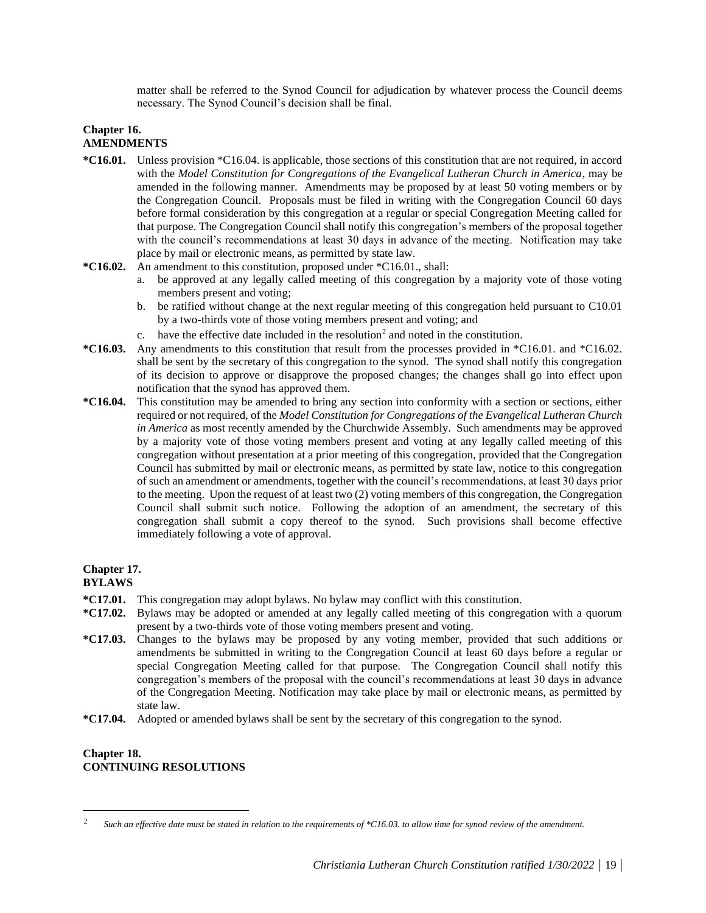matter shall be referred to the Synod Council for adjudication by whatever process the Council deems necessary. The Synod Council's decision shall be final.

## Chapter 16.
## AMENDMENTS

**\*C16.01.** Unless provision \*C16.04. is applicable, those sections of this constitution that are not required, in accord with the *Model Constitution for Congregations of the Evangelical Lutheran Church in America*, may be amended in the following manner. Amendments may be proposed by at least 50 voting members or by the Congregation Council. Proposals must be filed in writing with the Congregation Council 60 days before formal consideration by this congregation at a regular or special Congregation Meeting called for that purpose. The Congregation Council shall notify this congregation's members of the proposal together with the council's recommendations at least 30 days in advance of the meeting. Notification may take place by mail or electronic means, as permitted by state law.

**\*C16.02.** An amendment to this constitution, proposed under \*C16.01., shall:

a. be approved at any legally called meeting of this congregation by a majority vote of those voting members present and voting;
b. be ratified without change at the next regular meeting of this congregation held pursuant to C10.01 by a two-thirds vote of those voting members present and voting; and
c. have the effective date included in the resolution[2] and noted in the constitution.

**\*C16.03.** Any amendments to this constitution that result from the processes provided in \*C16.01. and \*C16.02. shall be sent by the secretary of this congregation to the synod. The synod shall notify this congregation of its decision to approve or disapprove the proposed changes; the changes shall go into effect upon notification that the synod has approved them.

**\*C16.04.** This constitution may be amended to bring any section into conformity with a section or sections, either required or not required, of the *Model Constitution for Congregations of the Evangelical Lutheran Church in America* as most recently amended by the Churchwide Assembly. Such amendments may be approved by a majority vote of those voting members present and voting at any legally called meeting of this congregation without presentation at a prior meeting of this congregation, provided that the Congregation Council has submitted by mail or electronic means, as permitted by state law, notice to this congregation of such an amendment or amendments, together with the council's recommendations, at least 30 days prior to the meeting. Upon the request of at least two (2) voting members of this congregation, the Congregation Council shall submit such notice. Following the adoption of an amendment, the secretary of this congregation shall submit a copy thereof to the synod. Such provisions shall become effective immediately following a vote of approval.

## Chapter 17.
## BYLAWS

**\*C17.01.** This congregation may adopt bylaws. No bylaw may conflict with this constitution.

**\*C17.02.** Bylaws may be adopted or amended at any legally called meeting of this congregation with a quorum present by a two-thirds vote of those voting members present and voting.

**\*C17.03.** Changes to the bylaws may be proposed by any voting member, provided that such additions or amendments be submitted in writing to the Congregation Council at least 60 days before a regular or special Congregation Meeting called for that purpose. The Congregation Council shall notify this congregation's members of the proposal with the council's recommendations at least 30 days in advance of the Congregation Meeting. Notification may take place by mail or electronic means, as permitted by state law.

**\*C17.04.** Adopted or amended bylaws shall be sent by the secretary of this congregation to the synod.

## Chapter 18.
## CONTINUING RESOLUTIONS

[2] *Such an effective date must be stated in relation to the requirements of \*C16.03. to allow time for synod review of the amendment.*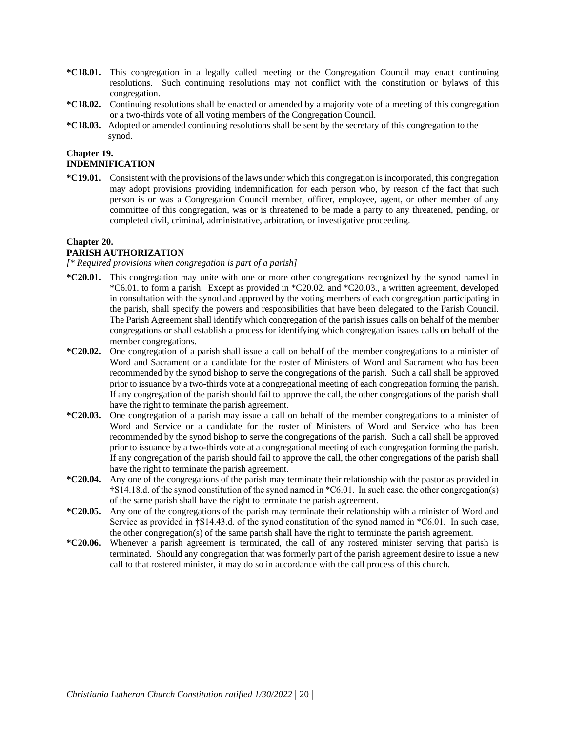**\*C18.01.** This congregation in a legally called meeting or the Congregation Council may enact continuing resolutions. Such continuing resolutions may not conflict with the constitution or bylaws of this congregation.

**\*C18.02.** Continuing resolutions shall be enacted or amended by a majority vote of a meeting of this congregation or a two-thirds vote of all voting members of the Congregation Council.

**\*C18.03.** Adopted or amended continuing resolutions shall be sent by the secretary of this congregation to the synod.

**Chapter 19.**
**INDEMNIFICATION**

**\*C19.01.** Consistent with the provisions of the laws under which this congregation is incorporated, this congregation may adopt provisions providing indemnification for each person who, by reason of the fact that such person is or was a Congregation Council member, officer, employee, agent, or other member of any committee of this congregation, was or is threatened to be made a party to any threatened, pending, or completed civil, criminal, administrative, arbitration, or investigative proceeding.

**Chapter 20.**
**PARISH AUTHORIZATION**

*[\* Required provisions when congregation is part of a parish]*

**\*C20.01.** This congregation may unite with one or more other congregations recognized by the synod named in \*C6.01. to form a parish. Except as provided in \*C20.02. and \*C20.03., a written agreement, developed in consultation with the synod and approved by the voting members of each congregation participating in the parish, shall specify the powers and responsibilities that have been delegated to the Parish Council. The Parish Agreement shall identify which congregation of the parish issues calls on behalf of the member congregations or shall establish a process for identifying which congregation issues calls on behalf of the member congregations.

**\*C20.02.** One congregation of a parish shall issue a call on behalf of the member congregations to a minister of Word and Sacrament or a candidate for the roster of Ministers of Word and Sacrament who has been recommended by the synod bishop to serve the congregations of the parish. Such a call shall be approved prior to issuance by a two-thirds vote at a congregational meeting of each congregation forming the parish. If any congregation of the parish should fail to approve the call, the other congregations of the parish shall have the right to terminate the parish agreement.

**\*C20.03.** One congregation of a parish may issue a call on behalf of the member congregations to a minister of Word and Service or a candidate for the roster of Ministers of Word and Service who has been recommended by the synod bishop to serve the congregations of the parish. Such a call shall be approved prior to issuance by a two-thirds vote at a congregational meeting of each congregation forming the parish. If any congregation of the parish should fail to approve the call, the other congregations of the parish shall have the right to terminate the parish agreement.

**\*C20.04.** Any one of the congregations of the parish may terminate their relationship with the pastor as provided in †S14.18.d. of the synod constitution of the synod named in \*C6.01. In such case, the other congregation(s) of the same parish shall have the right to terminate the parish agreement.

**\*C20.05.** Any one of the congregations of the parish may terminate their relationship with a minister of Word and Service as provided in †S14.43.d. of the synod constitution of the synod named in \*C6.01. In such case, the other congregation(s) of the same parish shall have the right to terminate the parish agreement.

**\*C20.06.** Whenever a parish agreement is terminated, the call of any rostered minister serving that parish is terminated. Should any congregation that was formerly part of the parish agreement desire to issue a new call to that rostered minister, it may do so in accordance with the call process of this church.